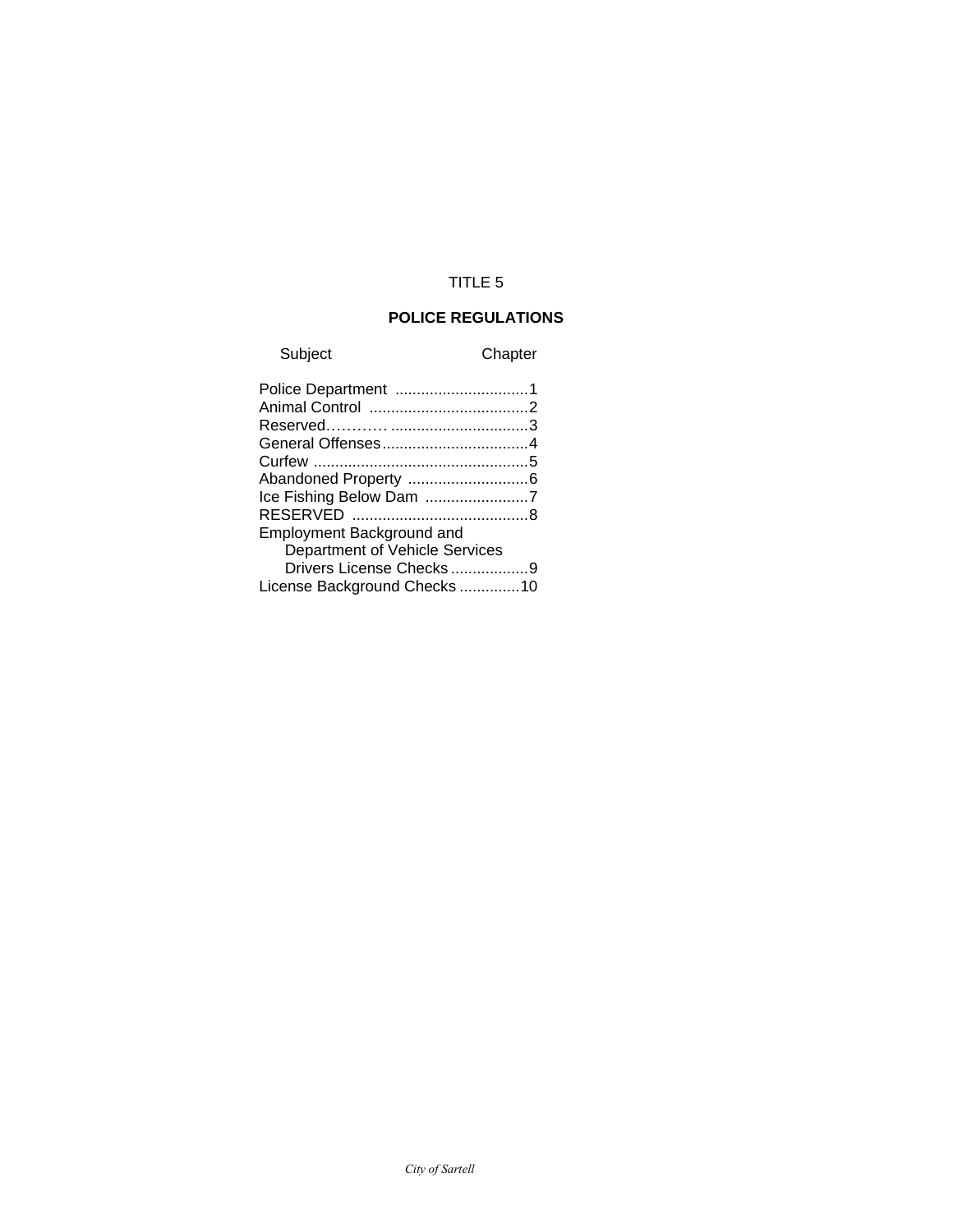# TITLE 5

## POLICE REGULATIONS

| Subject | Chapter |
|---|---|
| Police Department | 1 |
| Animal Control | 2 |
| Reserved | 3 |
| General Offenses | 4 |
| Curfew | 5 |
| Abandoned Property | 6 |
| Ice Fishing Below Dam | 7 |
| RESERVED | 8 |
| Employment Background and Department of Vehicle Services Drivers License Checks | 9 |
| License Background Checks | 10 |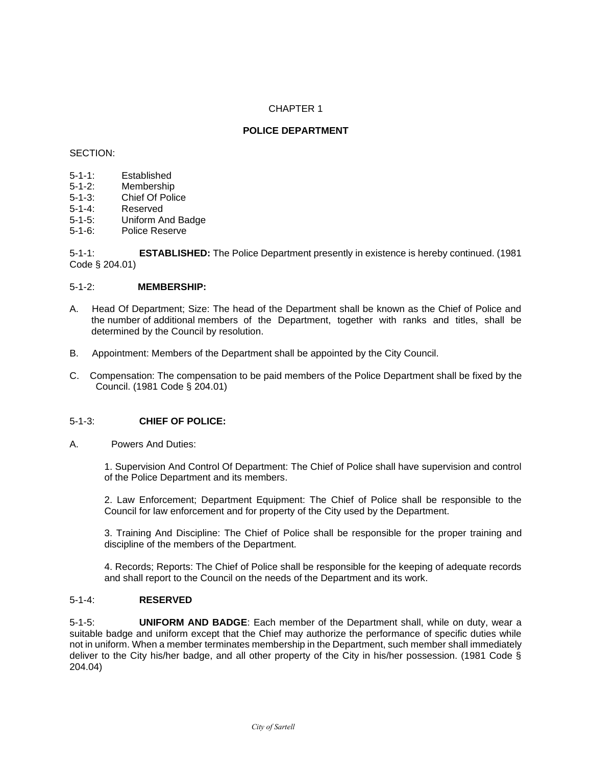CHAPTER 1

## POLICE DEPARTMENT

SECTION:

5-1-1: Established
5-1-2: Membership
5-1-3: Chief Of Police
5-1-4: Reserved
5-1-5: Uniform And Badge
5-1-6: Police Reserve

5-1-1: **ESTABLISHED:** The Police Department presently in existence is hereby continued. (1981 Code § 204.01)

5-1-2: **MEMBERSHIP:**

A. Head Of Department; Size: The head of the Department shall be known as the Chief of Police and the number of additional members of the Department, together with ranks and titles, shall be determined by the Council by resolution.

B. Appointment: Members of the Department shall be appointed by the City Council.

C. Compensation: The compensation to be paid members of the Police Department shall be fixed by the Council. (1981 Code § 204.01)

5-1-3: **CHIEF OF POLICE:**

A. Powers And Duties:

1. Supervision And Control Of Department: The Chief of Police shall have supervision and control of the Police Department and its members.

2. Law Enforcement; Department Equipment: The Chief of Police shall be responsible to the Council for law enforcement and for property of the City used by the Department.

3. Training And Discipline: The Chief of Police shall be responsible for the proper training and discipline of the members of the Department.

4. Records; Reports: The Chief of Police shall be responsible for the keeping of adequate records and shall report to the Council on the needs of the Department and its work.

5-1-4: **RESERVED**

5-1-5: **UNIFORM AND BADGE**: Each member of the Department shall, while on duty, wear a suitable badge and uniform except that the Chief may authorize the performance of specific duties while not in uniform. When a member terminates membership in the Department, such member shall immediately deliver to the City his/her badge, and all other property of the City in his/her possession. (1981 Code § 204.04)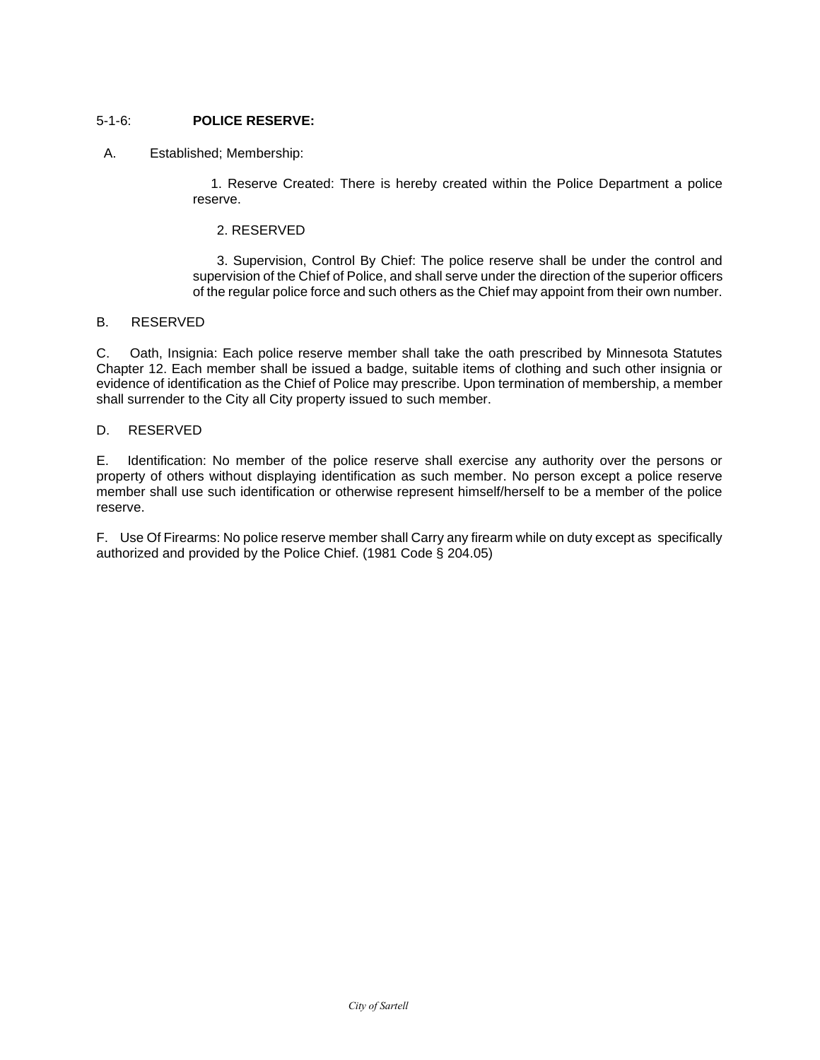5-1-6: **POLICE RESERVE:**

A. Established; Membership:

1. Reserve Created: There is hereby created within the Police Department a police reserve.

2. RESERVED

3. Supervision, Control By Chief: The police reserve shall be under the control and supervision of the Chief of Police, and shall serve under the direction of the superior officers of the regular police force and such others as the Chief may appoint from their own number.

B. RESERVED

C. Oath, Insignia: Each police reserve member shall take the oath prescribed by Minnesota Statutes Chapter 12. Each member shall be issued a badge, suitable items of clothing and such other insignia or evidence of identification as the Chief of Police may prescribe. Upon termination of membership, a member shall surrender to the City all City property issued to such member.

D. RESERVED

E. Identification: No member of the police reserve shall exercise any authority over the persons or property of others without displaying identification as such member. No person except a police reserve member shall use such identification or otherwise represent himself/herself to be a member of the police reserve.

F. Use Of Firearms: No police reserve member shall Carry any firearm while on duty except as specifically authorized and provided by the Police Chief. (1981 Code § 204.05)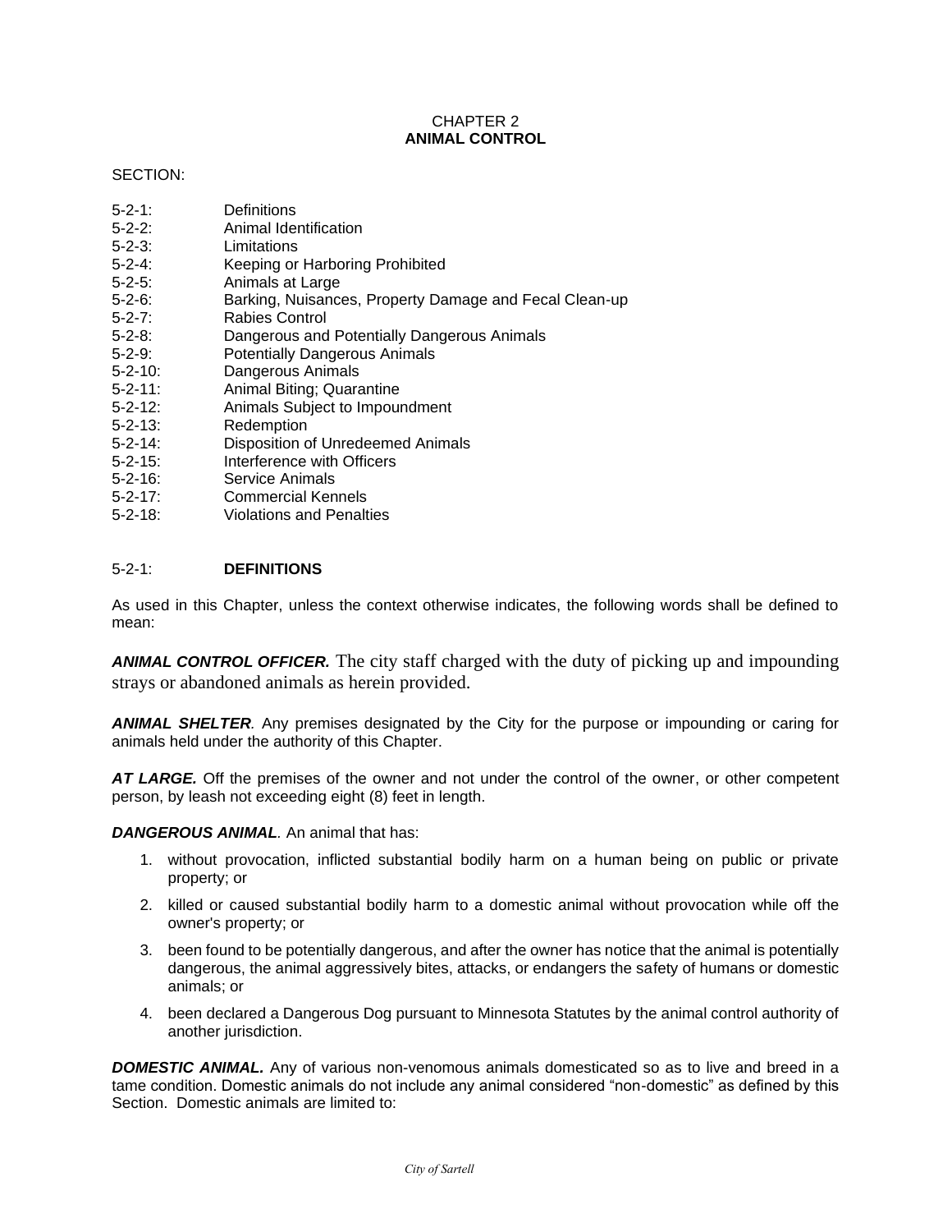CHAPTER 2
**ANIMAL CONTROL**

SECTION:

5-2-1: Definitions
5-2-2: Animal Identification
5-2-3: Limitations
5-2-4: Keeping or Harboring Prohibited
5-2-5: Animals at Large
5-2-6: Barking, Nuisances, Property Damage and Fecal Clean-up
5-2-7: Rabies Control
5-2-8: Dangerous and Potentially Dangerous Animals
5-2-9: Potentially Dangerous Animals
5-2-10: Dangerous Animals
5-2-11: Animal Biting; Quarantine
5-2-12: Animals Subject to Impoundment
5-2-13: Redemption
5-2-14: Disposition of Unredeemed Animals
5-2-15: Interference with Officers
5-2-16: Service Animals
5-2-17: Commercial Kennels
5-2-18: Violations and Penalties

5-2-1: **DEFINITIONS**

As used in this Chapter, unless the context otherwise indicates, the following words shall be defined to mean:

***ANIMAL CONTROL OFFICER.*** The city staff charged with the duty of picking up and impounding strays or abandoned animals as herein provided.

***ANIMAL SHELTER****.* Any premises designated by the City for the purpose or impounding or caring for animals held under the authority of this Chapter.

***AT LARGE.*** Off the premises of the owner and not under the control of the owner, or other competent person, by leash not exceeding eight (8) feet in length.

***DANGEROUS ANIMAL****.* An animal that has:

1. without provocation, inflicted substantial bodily harm on a human being on public or private property; or
2. killed or caused substantial bodily harm to a domestic animal without provocation while off the owner's property; or
3. been found to be potentially dangerous, and after the owner has notice that the animal is potentially dangerous, the animal aggressively bites, attacks, or endangers the safety of humans or domestic animals; or
4. been declared a Dangerous Dog pursuant to Minnesota Statutes by the animal control authority of another jurisdiction.

***DOMESTIC ANIMAL.*** Any of various non-venomous animals domesticated so as to live and breed in a tame condition. Domestic animals do not include any animal considered "non-domestic" as defined by this Section. Domestic animals are limited to: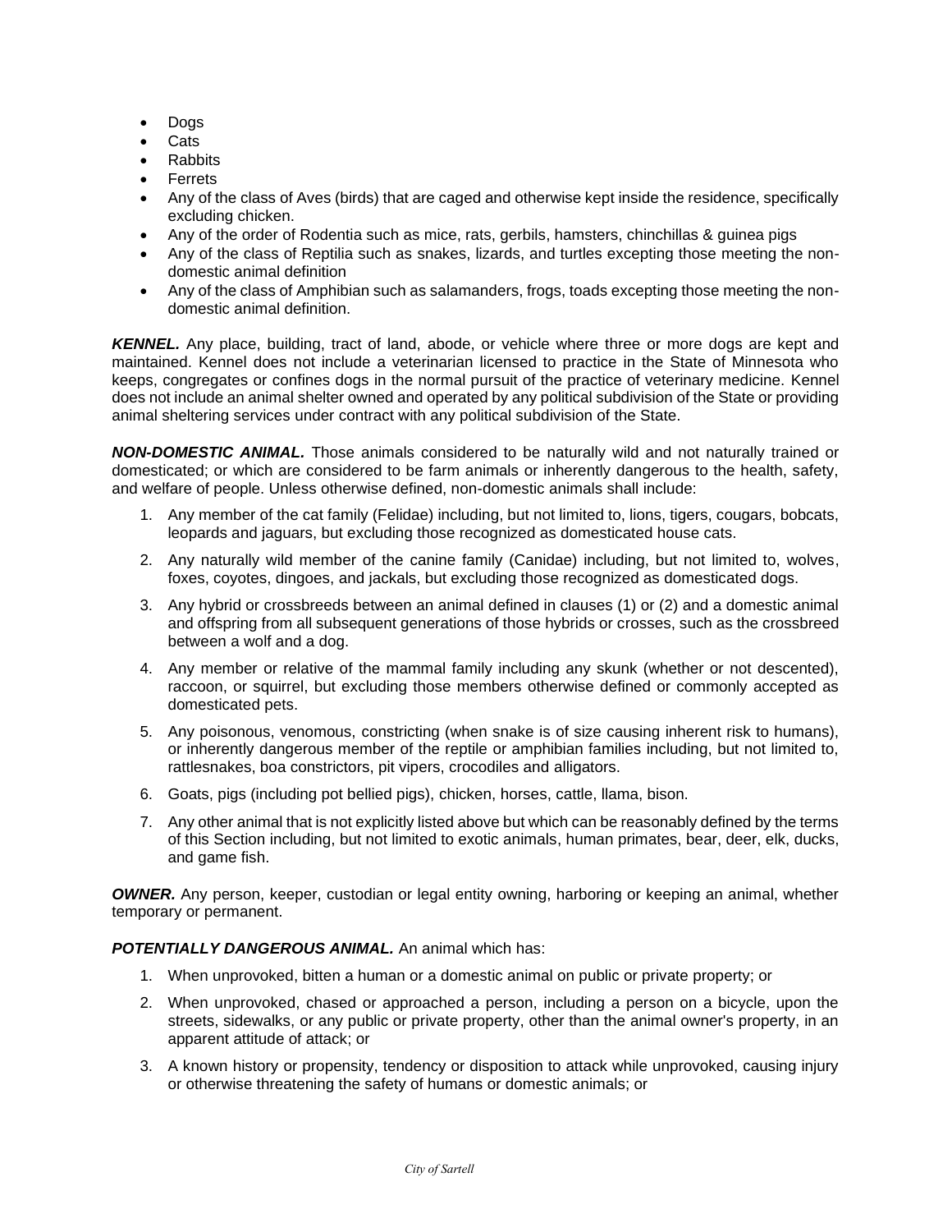- Dogs
- Cats
- Rabbits
- Ferrets
- Any of the class of Aves (birds) that are caged and otherwise kept inside the residence, specifically excluding chicken.
- Any of the order of Rodentia such as mice, rats, gerbils, hamsters, chinchillas & guinea pigs
- Any of the class of Reptilia such as snakes, lizards, and turtles excepting those meeting the non-domestic animal definition
- Any of the class of Amphibian such as salamanders, frogs, toads excepting those meeting the non-domestic animal definition.

***KENNEL.*** Any place, building, tract of land, abode, or vehicle where three or more dogs are kept and maintained. Kennel does not include a veterinarian licensed to practice in the State of Minnesota who keeps, congregates or confines dogs in the normal pursuit of the practice of veterinary medicine. Kennel does not include an animal shelter owned and operated by any political subdivision of the State or providing animal sheltering services under contract with any political subdivision of the State.

***NON-DOMESTIC ANIMAL.*** Those animals considered to be naturally wild and not naturally trained or domesticated; or which are considered to be farm animals or inherently dangerous to the health, safety, and welfare of people. Unless otherwise defined, non-domestic animals shall include:

1. Any member of the cat family (Felidae) including, but not limited to, lions, tigers, cougars, bobcats, leopards and jaguars, but excluding those recognized as domesticated house cats.

2. Any naturally wild member of the canine family (Canidae) including, but not limited to, wolves, foxes, coyotes, dingoes, and jackals, but excluding those recognized as domesticated dogs.

3. Any hybrid or crossbreeds between an animal defined in clauses (1) or (2) and a domestic animal and offspring from all subsequent generations of those hybrids or crosses, such as the crossbreed between a wolf and a dog.

4. Any member or relative of the mammal family including any skunk (whether or not descented), raccoon, or squirrel, but excluding those members otherwise defined or commonly accepted as domesticated pets.

5. Any poisonous, venomous, constricting (when snake is of size causing inherent risk to humans), or inherently dangerous member of the reptile or amphibian families including, but not limited to, rattlesnakes, boa constrictors, pit vipers, crocodiles and alligators.

6. Goats, pigs (including pot bellied pigs), chicken, horses, cattle, llama, bison.

7. Any other animal that is not explicitly listed above but which can be reasonably defined by the terms of this Section including, but not limited to exotic animals, human primates, bear, deer, elk, ducks, and game fish.

***OWNER.*** Any person, keeper, custodian or legal entity owning, harboring or keeping an animal, whether temporary or permanent.

***POTENTIALLY DANGEROUS ANIMAL.*** An animal which has:

1. When unprovoked, bitten a human or a domestic animal on public or private property; or

2. When unprovoked, chased or approached a person, including a person on a bicycle, upon the streets, sidewalks, or any public or private property, other than the animal owner's property, in an apparent attitude of attack; or

3. A known history or propensity, tendency or disposition to attack while unprovoked, causing injury or otherwise threatening the safety of humans or domestic animals; or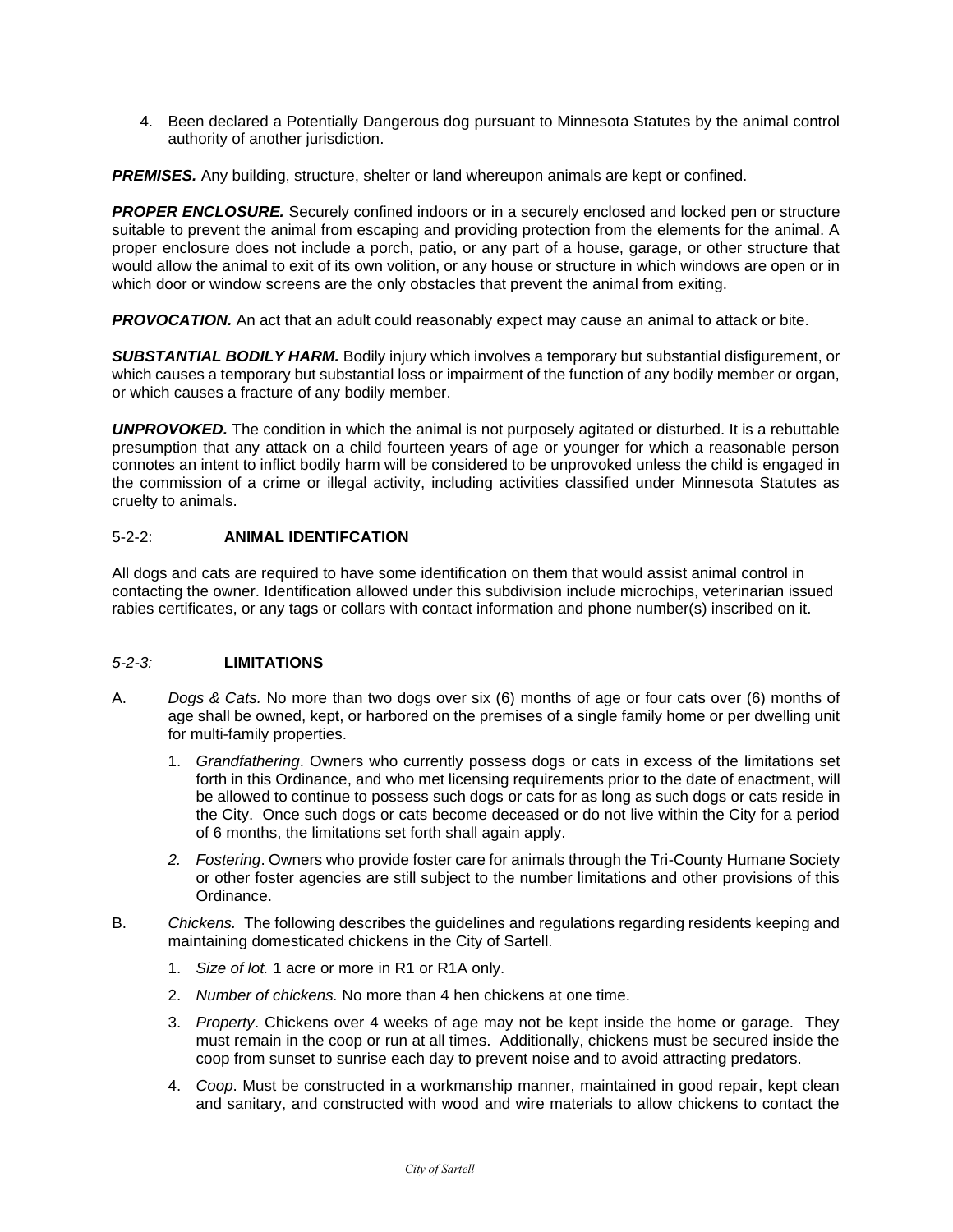4. Been declared a Potentially Dangerous dog pursuant to Minnesota Statutes by the animal control authority of another jurisdiction.

***PREMISES.*** Any building, structure, shelter or land whereupon animals are kept or confined.

***PROPER ENCLOSURE.*** Securely confined indoors or in a securely enclosed and locked pen or structure suitable to prevent the animal from escaping and providing protection from the elements for the animal. A proper enclosure does not include a porch, patio, or any part of a house, garage, or other structure that would allow the animal to exit of its own volition, or any house or structure in which windows are open or in which door or window screens are the only obstacles that prevent the animal from exiting.

***PROVOCATION.*** An act that an adult could reasonably expect may cause an animal to attack or bite.

***SUBSTANTIAL BODILY HARM.*** Bodily injury which involves a temporary but substantial disfigurement, or which causes a temporary but substantial loss or impairment of the function of any bodily member or organ, or which causes a fracture of any bodily member.

***UNPROVOKED.*** The condition in which the animal is not purposely agitated or disturbed. It is a rebuttable presumption that any attack on a child fourteen years of age or younger for which a reasonable person connotes an intent to inflict bodily harm will be considered to be unprovoked unless the child is engaged in the commission of a crime or illegal activity, including activities classified under Minnesota Statutes as cruelty to animals.

### 5-2-2: **ANIMAL IDENTIFCATION**

All dogs and cats are required to have some identification on them that would assist animal control in contacting the owner. Identification allowed under this subdivision include microchips, veterinarian issued rabies certificates, or any tags or collars with contact information and phone number(s) inscribed on it.

### *5-2-3:* **LIMITATIONS**

A. *Dogs & Cats.* No more than two dogs over six (6) months of age or four cats over (6) months of age shall be owned, kept, or harbored on the premises of a single family home or per dwelling unit for multi-family properties.

   1. *Grandfathering*. Owners who currently possess dogs or cats in excess of the limitations set forth in this Ordinance, and who met licensing requirements prior to the date of enactment, will be allowed to continue to possess such dogs or cats for as long as such dogs or cats reside in the City. Once such dogs or cats become deceased or do not live within the City for a period of 6 months, the limitations set forth shall again apply.

   2. *Fostering*. Owners who provide foster care for animals through the Tri-County Humane Society or other foster agencies are still subject to the number limitations and other provisions of this Ordinance.

B. *Chickens.* The following describes the guidelines and regulations regarding residents keeping and maintaining domesticated chickens in the City of Sartell.

   1. *Size of lot.* 1 acre or more in R1 or R1A only.

   2. *Number of chickens.* No more than 4 hen chickens at one time.

   3. *Property*. Chickens over 4 weeks of age may not be kept inside the home or garage. They must remain in the coop or run at all times. Additionally, chickens must be secured inside the coop from sunset to sunrise each day to prevent noise and to avoid attracting predators.

   4. *Coop*. Must be constructed in a workmanship manner, maintained in good repair, kept clean and sanitary, and constructed with wood and wire materials to allow chickens to contact the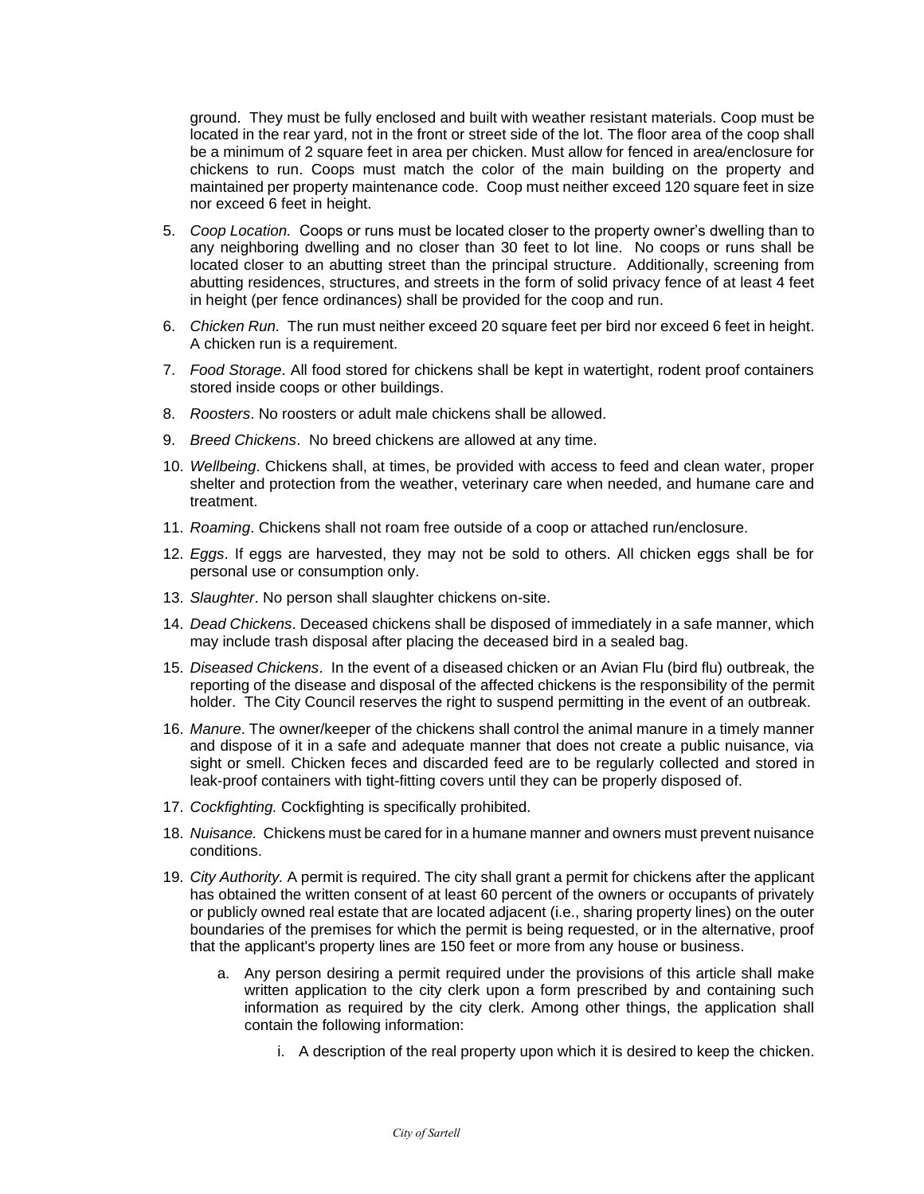ground. They must be fully enclosed and built with weather resistant materials. Coop must be located in the rear yard, not in the front or street side of the lot. The floor area of the coop shall be a minimum of 2 square feet in area per chicken. Must allow for fenced in area/enclosure for chickens to run. Coops must match the color of the main building on the property and maintained per property maintenance code. Coop must neither exceed 120 square feet in size nor exceed 6 feet in height.

5. *Coop Location.* Coops or runs must be located closer to the property owner's dwelling than to any neighboring dwelling and no closer than 30 feet to lot line. No coops or runs shall be located closer to an abutting street than the principal structure. Additionally, screening from abutting residences, structures, and streets in the form of solid privacy fence of at least 4 feet in height (per fence ordinances) shall be provided for the coop and run.
6. *Chicken Run.* The run must neither exceed 20 square feet per bird nor exceed 6 feet in height. A chicken run is a requirement.
7. *Food Storage*. All food stored for chickens shall be kept in watertight, rodent proof containers stored inside coops or other buildings.
8. *Roosters*. No roosters or adult male chickens shall be allowed.
9. *Breed Chickens*. No breed chickens are allowed at any time.
10. *Wellbeing*. Chickens shall, at times, be provided with access to feed and clean water, proper shelter and protection from the weather, veterinary care when needed, and humane care and treatment.
11. *Roaming*. Chickens shall not roam free outside of a coop or attached run/enclosure.
12. *Eggs*. If eggs are harvested, they may not be sold to others. All chicken eggs shall be for personal use or consumption only.
13. *Slaughter*. No person shall slaughter chickens on-site.
14. *Dead Chickens*. Deceased chickens shall be disposed of immediately in a safe manner, which may include trash disposal after placing the deceased bird in a sealed bag.
15. *Diseased Chickens*. In the event of a diseased chicken or an Avian Flu (bird flu) outbreak, the reporting of the disease and disposal of the affected chickens is the responsibility of the permit holder. The City Council reserves the right to suspend permitting in the event of an outbreak.
16. *Manure*. The owner/keeper of the chickens shall control the animal manure in a timely manner and dispose of it in a safe and adequate manner that does not create a public nuisance, via sight or smell. Chicken feces and discarded feed are to be regularly collected and stored in leak-proof containers with tight-fitting covers until they can be properly disposed of.
17. *Cockfighting.* Cockfighting is specifically prohibited.
18. *Nuisance.* Chickens must be cared for in a humane manner and owners must prevent nuisance conditions.
19. *City Authority.* A permit is required. The city shall grant a permit for chickens after the applicant has obtained the written consent of at least 60 percent of the owners or occupants of privately or publicly owned real estate that are located adjacent (i.e., sharing property lines) on the outer boundaries of the premises for which the permit is being requested, or in the alternative, proof that the applicant's property lines are 150 feet or more from any house or business.
    a. Any person desiring a permit required under the provisions of this article shall make written application to the city clerk upon a form prescribed by and containing such information as required by the city clerk. Among other things, the application shall contain the following information:
        i. A description of the real property upon which it is desired to keep the chicken.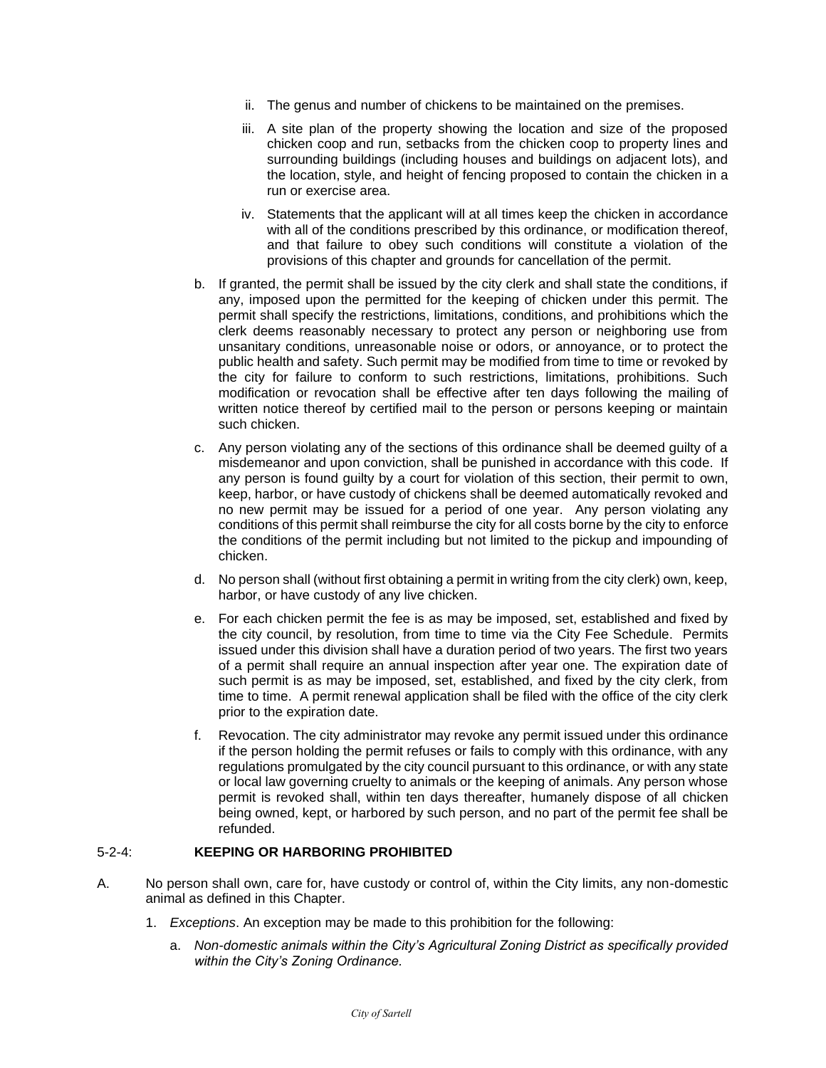ii. The genus and number of chickens to be maintained on the premises.

iii. A site plan of the property showing the location and size of the proposed chicken coop and run, setbacks from the chicken coop to property lines and surrounding buildings (including houses and buildings on adjacent lots), and the location, style, and height of fencing proposed to contain the chicken in a run or exercise area.

iv. Statements that the applicant will at all times keep the chicken in accordance with all of the conditions prescribed by this ordinance, or modification thereof, and that failure to obey such conditions will constitute a violation of the provisions of this chapter and grounds for cancellation of the permit.

b. If granted, the permit shall be issued by the city clerk and shall state the conditions, if any, imposed upon the permitted for the keeping of chicken under this permit. The permit shall specify the restrictions, limitations, conditions, and prohibitions which the clerk deems reasonably necessary to protect any person or neighboring use from unsanitary conditions, unreasonable noise or odors, or annoyance, or to protect the public health and safety. Such permit may be modified from time to time or revoked by the city for failure to conform to such restrictions, limitations, prohibitions. Such modification or revocation shall be effective after ten days following the mailing of written notice thereof by certified mail to the person or persons keeping or maintain such chicken.

c. Any person violating any of the sections of this ordinance shall be deemed guilty of a misdemeanor and upon conviction, shall be punished in accordance with this code. If any person is found guilty by a court for violation of this section, their permit to own, keep, harbor, or have custody of chickens shall be deemed automatically revoked and no new permit may be issued for a period of one year. Any person violating any conditions of this permit shall reimburse the city for all costs borne by the city to enforce the conditions of the permit including but not limited to the pickup and impounding of chicken.

d. No person shall (without first obtaining a permit in writing from the city clerk) own, keep, harbor, or have custody of any live chicken.

e. For each chicken permit the fee is as may be imposed, set, established and fixed by the city council, by resolution, from time to time via the City Fee Schedule. Permits issued under this division shall have a duration period of two years. The first two years of a permit shall require an annual inspection after year one. The expiration date of such permit is as may be imposed, set, established, and fixed by the city clerk, from time to time. A permit renewal application shall be filed with the office of the city clerk prior to the expiration date.

f. Revocation. The city administrator may revoke any permit issued under this ordinance if the person holding the permit refuses or fails to comply with this ordinance, with any regulations promulgated by the city council pursuant to this ordinance, or with any state or local law governing cruelty to animals or the keeping of animals. Any person whose permit is revoked shall, within ten days thereafter, humanely dispose of all chicken being owned, kept, or harbored by such person, and no part of the permit fee shall be refunded.

5-2-4: **KEEPING OR HARBORING PROHIBITED**

A. No person shall own, care for, have custody or control of, within the City limits, any non-domestic animal as defined in this Chapter.

1. *Exceptions*. An exception may be made to this prohibition for the following:

a. *Non-domestic animals within the City's Agricultural Zoning District as specifically provided within the City's Zoning Ordinance.*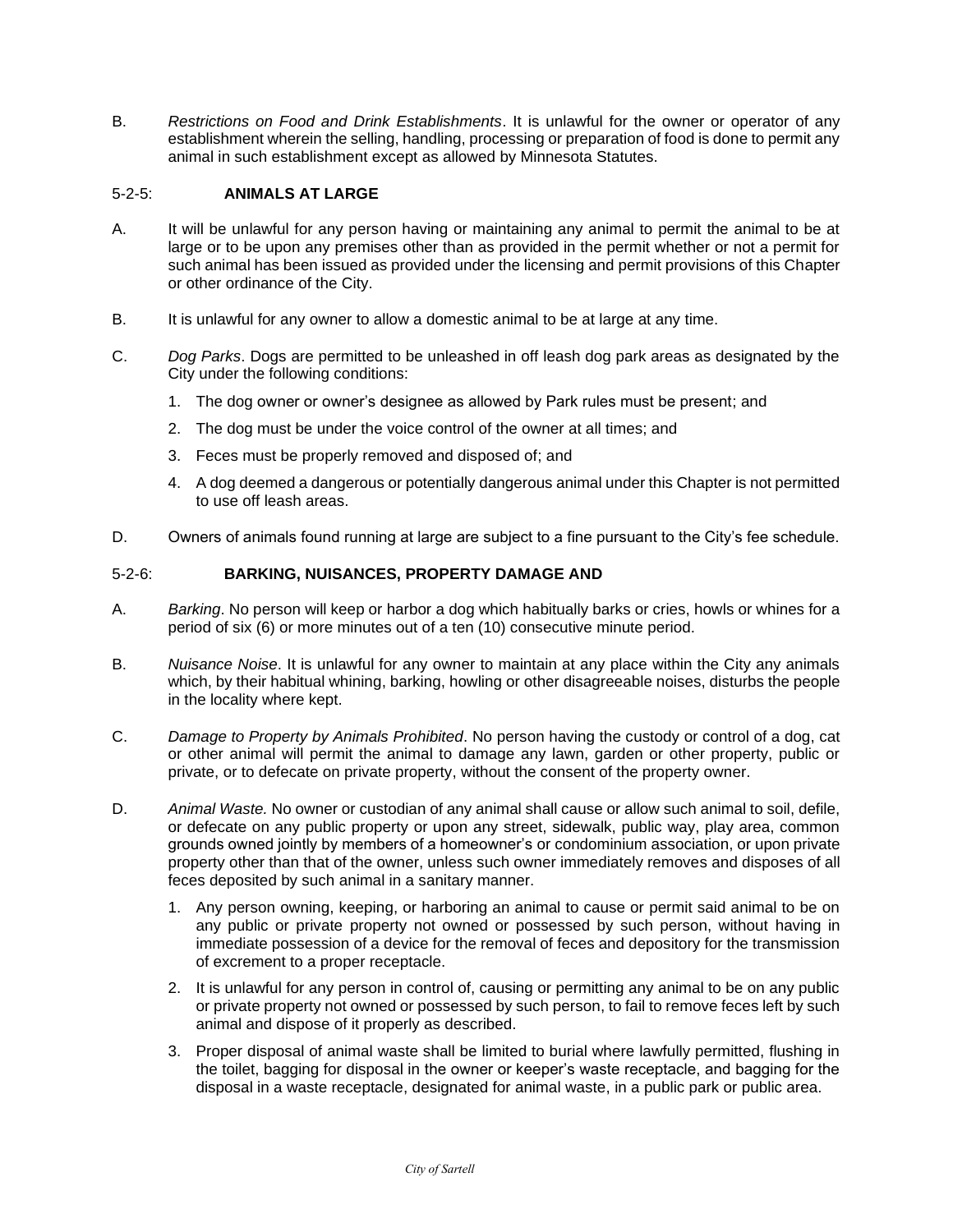B. *Restrictions on Food and Drink Establishments*. It is unlawful for the owner or operator of any establishment wherein the selling, handling, processing or preparation of food is done to permit any animal in such establishment except as allowed by Minnesota Statutes.

### 5-2-5: ANIMALS AT LARGE

A. It will be unlawful for any person having or maintaining any animal to permit the animal to be at large or to be upon any premises other than as provided in the permit whether or not a permit for such animal has been issued as provided under the licensing and permit provisions of this Chapter or other ordinance of the City.

B. It is unlawful for any owner to allow a domestic animal to be at large at any time.

C. *Dog Parks*. Dogs are permitted to be unleashed in off leash dog park areas as designated by the City under the following conditions:

1. The dog owner or owner's designee as allowed by Park rules must be present; and
2. The dog must be under the voice control of the owner at all times; and
3. Feces must be properly removed and disposed of; and
4. A dog deemed a dangerous or potentially dangerous animal under this Chapter is not permitted to use off leash areas.

D. Owners of animals found running at large are subject to a fine pursuant to the City's fee schedule.

### 5-2-6: BARKING, NUISANCES, PROPERTY DAMAGE AND

A. *Barking*. No person will keep or harbor a dog which habitually barks or cries, howls or whines for a period of six (6) or more minutes out of a ten (10) consecutive minute period.

B. *Nuisance Noise*. It is unlawful for any owner to maintain at any place within the City any animals which, by their habitual whining, barking, howling or other disagreeable noises, disturbs the people in the locality where kept.

C. *Damage to Property by Animals Prohibited*. No person having the custody or control of a dog, cat or other animal will permit the animal to damage any lawn, garden or other property, public or private, or to defecate on private property, without the consent of the property owner.

D. *Animal Waste.* No owner or custodian of any animal shall cause or allow such animal to soil, defile, or defecate on any public property or upon any street, sidewalk, public way, play area, common grounds owned jointly by members of a homeowner's or condominium association, or upon private property other than that of the owner, unless such owner immediately removes and disposes of all feces deposited by such animal in a sanitary manner.

1. Any person owning, keeping, or harboring an animal to cause or permit said animal to be on any public or private property not owned or possessed by such person, without having in immediate possession of a device for the removal of feces and depository for the transmission of excrement to a proper receptacle.
2. It is unlawful for any person in control of, causing or permitting any animal to be on any public or private property not owned or possessed by such person, to fail to remove feces left by such animal and dispose of it properly as described.
3. Proper disposal of animal waste shall be limited to burial where lawfully permitted, flushing in the toilet, bagging for disposal in the owner or keeper's waste receptacle, and bagging for the disposal in a waste receptacle, designated for animal waste, in a public park or public area.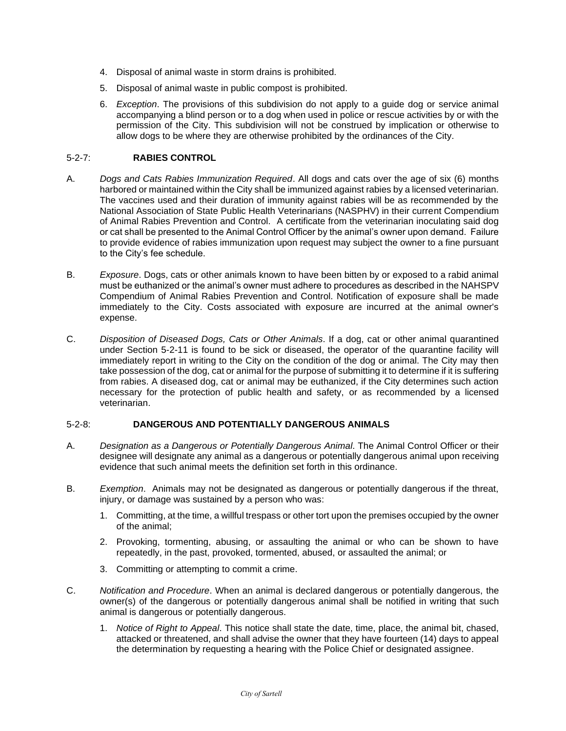4. Disposal of animal waste in storm drains is prohibited.
5. Disposal of animal waste in public compost is prohibited.
6. *Exception*. The provisions of this subdivision do not apply to a guide dog or service animal accompanying a blind person or to a dog when used in police or rescue activities by or with the permission of the City. This subdivision will not be construed by implication or otherwise to allow dogs to be where they are otherwise prohibited by the ordinances of the City.

## 5-2-7: **RABIES CONTROL**

A. *Dogs and Cats Rabies Immunization Required*. All dogs and cats over the age of six (6) months harbored or maintained within the City shall be immunized against rabies by a licensed veterinarian. The vaccines used and their duration of immunity against rabies will be as recommended by the National Association of State Public Health Veterinarians (NASPHV) in their current Compendium of Animal Rabies Prevention and Control. A certificate from the veterinarian inoculating said dog or cat shall be presented to the Animal Control Officer by the animal's owner upon demand. Failure to provide evidence of rabies immunization upon request may subject the owner to a fine pursuant to the City's fee schedule.

B. *Exposure*. Dogs, cats or other animals known to have been bitten by or exposed to a rabid animal must be euthanized or the animal's owner must adhere to procedures as described in the NAHSPV Compendium of Animal Rabies Prevention and Control. Notification of exposure shall be made immediately to the City. Costs associated with exposure are incurred at the animal owner's expense.

C. *Disposition of Diseased Dogs, Cats or Other Animals*. If a dog, cat or other animal quarantined under Section 5-2-11 is found to be sick or diseased, the operator of the quarantine facility will immediately report in writing to the City on the condition of the dog or animal. The City may then take possession of the dog, cat or animal for the purpose of submitting it to determine if it is suffering from rabies. A diseased dog, cat or animal may be euthanized, if the City determines such action necessary for the protection of public health and safety, or as recommended by a licensed veterinarian.

## 5-2-8: **DANGEROUS AND POTENTIALLY DANGEROUS ANIMALS**

A. *Designation as a Dangerous or Potentially Dangerous Animal*. The Animal Control Officer or their designee will designate any animal as a dangerous or potentially dangerous animal upon receiving evidence that such animal meets the definition set forth in this ordinance.

B. *Exemption*. Animals may not be designated as dangerous or potentially dangerous if the threat, injury, or damage was sustained by a person who was:

1. Committing, at the time, a willful trespass or other tort upon the premises occupied by the owner of the animal;
2. Provoking, tormenting, abusing, or assaulting the animal or who can be shown to have repeatedly, in the past, provoked, tormented, abused, or assaulted the animal; or
3. Committing or attempting to commit a crime.

C. *Notification and Procedure*. When an animal is declared dangerous or potentially dangerous, the owner(s) of the dangerous or potentially dangerous animal shall be notified in writing that such animal is dangerous or potentially dangerous.

1. *Notice of Right to Appeal*. This notice shall state the date, time, place, the animal bit, chased, attacked or threatened, and shall advise the owner that they have fourteen (14) days to appeal the determination by requesting a hearing with the Police Chief or designated assignee.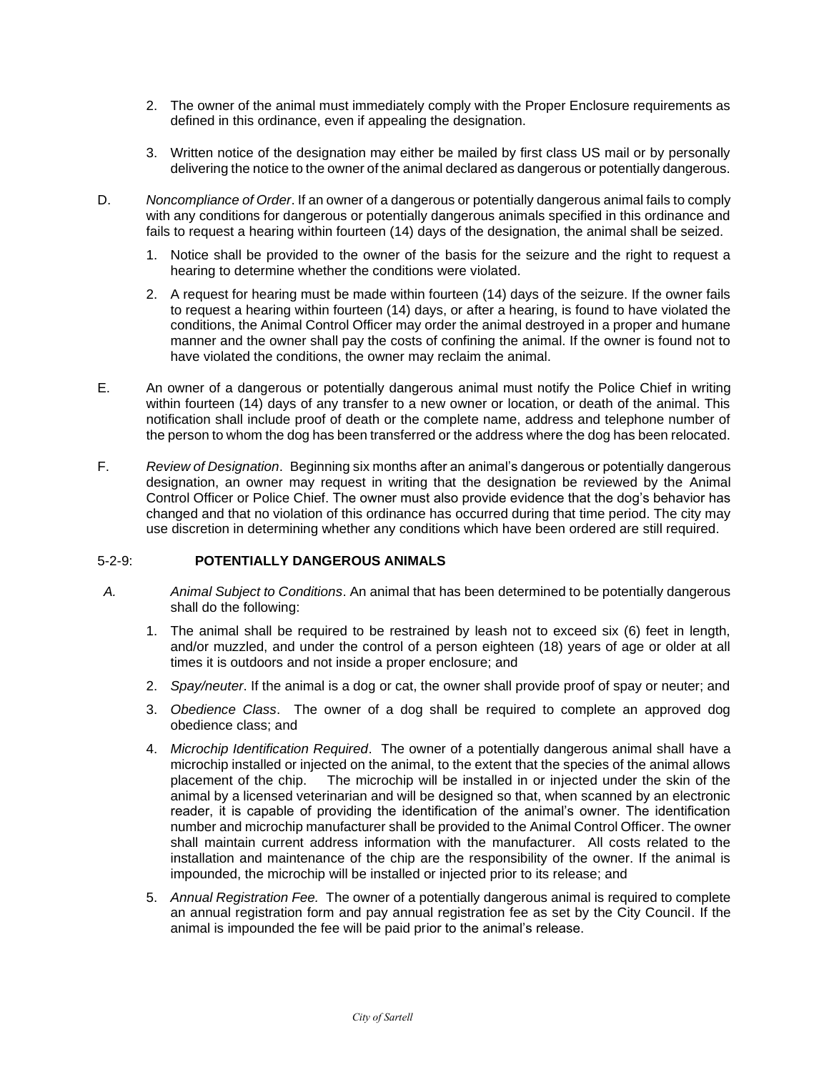2. The owner of the animal must immediately comply with the Proper Enclosure requirements as defined in this ordinance, even if appealing the designation.

3. Written notice of the designation may either be mailed by first class US mail or by personally delivering the notice to the owner of the animal declared as dangerous or potentially dangerous.

D. *Noncompliance of Order*. If an owner of a dangerous or potentially dangerous animal fails to comply with any conditions for dangerous or potentially dangerous animals specified in this ordinance and fails to request a hearing within fourteen (14) days of the designation, the animal shall be seized.

1. Notice shall be provided to the owner of the basis for the seizure and the right to request a hearing to determine whether the conditions were violated.

2. A request for hearing must be made within fourteen (14) days of the seizure. If the owner fails to request a hearing within fourteen (14) days, or after a hearing, is found to have violated the conditions, the Animal Control Officer may order the animal destroyed in a proper and humane manner and the owner shall pay the costs of confining the animal. If the owner is found not to have violated the conditions, the owner may reclaim the animal.

E. An owner of a dangerous or potentially dangerous animal must notify the Police Chief in writing within fourteen (14) days of any transfer to a new owner or location, or death of the animal. This notification shall include proof of death or the complete name, address and telephone number of the person to whom the dog has been transferred or the address where the dog has been relocated.

F. *Review of Designation*. Beginning six months after an animal's dangerous or potentially dangerous designation, an owner may request in writing that the designation be reviewed by the Animal Control Officer or Police Chief. The owner must also provide evidence that the dog's behavior has changed and that no violation of this ordinance has occurred during that time period. The city may use discretion in determining whether any conditions which have been ordered are still required.

## 5-2-9: **POTENTIALLY DANGEROUS ANIMALS**

*A.* *Animal Subject to Conditions*. An animal that has been determined to be potentially dangerous shall do the following:

1. The animal shall be required to be restrained by leash not to exceed six (6) feet in length, and/or muzzled, and under the control of a person eighteen (18) years of age or older at all times it is outdoors and not inside a proper enclosure; and

2. *Spay/neuter*. If the animal is a dog or cat, the owner shall provide proof of spay or neuter; and

3. *Obedience Class*. The owner of a dog shall be required to complete an approved dog obedience class; and

4. *Microchip Identification Required*. The owner of a potentially dangerous animal shall have a microchip installed or injected on the animal, to the extent that the species of the animal allows placement of the chip. The microchip will be installed in or injected under the skin of the animal by a licensed veterinarian and will be designed so that, when scanned by an electronic reader, it is capable of providing the identification of the animal's owner. The identification number and microchip manufacturer shall be provided to the Animal Control Officer. The owner shall maintain current address information with the manufacturer. All costs related to the installation and maintenance of the chip are the responsibility of the owner. If the animal is impounded, the microchip will be installed or injected prior to its release; and

5. *Annual Registration Fee.* The owner of a potentially dangerous animal is required to complete an annual registration form and pay annual registration fee as set by the City Council. If the animal is impounded the fee will be paid prior to the animal's release.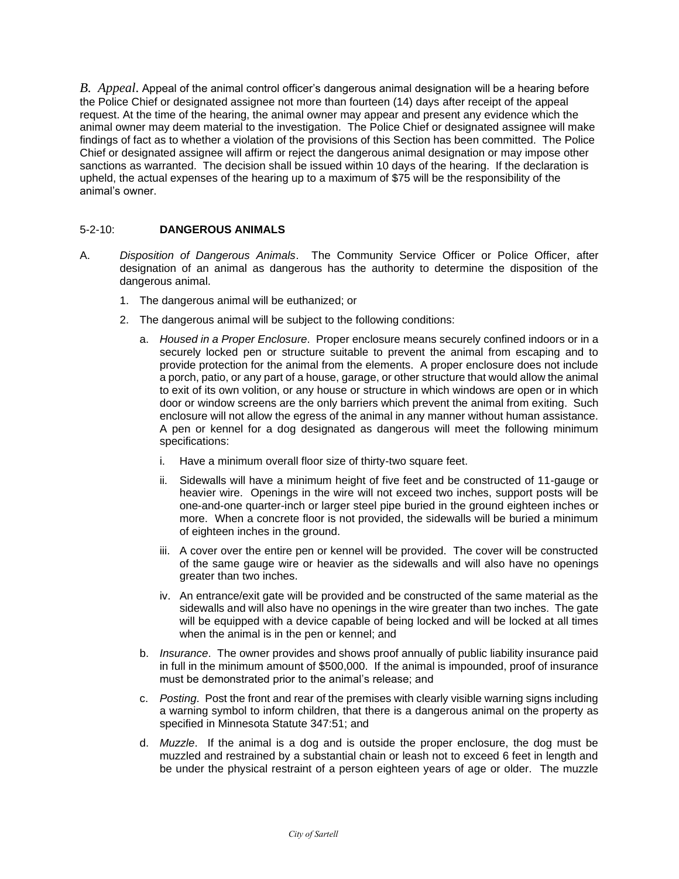*B. Appeal*. Appeal of the animal control officer's dangerous animal designation will be a hearing before the Police Chief or designated assignee not more than fourteen (14) days after receipt of the appeal request. At the time of the hearing, the animal owner may appear and present any evidence which the animal owner may deem material to the investigation. The Police Chief or designated assignee will make findings of fact as to whether a violation of the provisions of this Section has been committed. The Police Chief or designated assignee will affirm or reject the dangerous animal designation or may impose other sanctions as warranted. The decision shall be issued within 10 days of the hearing. If the declaration is upheld, the actual expenses of the hearing up to a maximum of $75 will be the responsibility of the animal's owner.

## 5-2-10: DANGEROUS ANIMALS

A. *Disposition of Dangerous Animals*. The Community Service Officer or Police Officer, after designation of an animal as dangerous has the authority to determine the disposition of the dangerous animal.

1. The dangerous animal will be euthanized; or

2. The dangerous animal will be subject to the following conditions:

   a. *Housed in a Proper Enclosure*. Proper enclosure means securely confined indoors or in a securely locked pen or structure suitable to prevent the animal from escaping and to provide protection for the animal from the elements. A proper enclosure does not include a porch, patio, or any part of a house, garage, or other structure that would allow the animal to exit of its own volition, or any house or structure in which windows are open or in which door or window screens are the only barriers which prevent the animal from exiting. Such enclosure will not allow the egress of the animal in any manner without human assistance. A pen or kennel for a dog designated as dangerous will meet the following minimum specifications:

      i. Have a minimum overall floor size of thirty-two square feet.

      ii. Sidewalls will have a minimum height of five feet and be constructed of 11-gauge or heavier wire. Openings in the wire will not exceed two inches, support posts will be one-and-one quarter-inch or larger steel pipe buried in the ground eighteen inches or more. When a concrete floor is not provided, the sidewalls will be buried a minimum of eighteen inches in the ground.

      iii. A cover over the entire pen or kennel will be provided. The cover will be constructed of the same gauge wire or heavier as the sidewalls and will also have no openings greater than two inches.

      iv. An entrance/exit gate will be provided and be constructed of the same material as the sidewalls and will also have no openings in the wire greater than two inches. The gate will be equipped with a device capable of being locked and will be locked at all times when the animal is in the pen or kennel; and

   b. *Insurance*. The owner provides and shows proof annually of public liability insurance paid in full in the minimum amount of $500,000. If the animal is impounded, proof of insurance must be demonstrated prior to the animal's release; and

   c. *Posting*. Post the front and rear of the premises with clearly visible warning signs including a warning symbol to inform children, that there is a dangerous animal on the property as specified in Minnesota Statute 347:51; and

   d. *Muzzle*. If the animal is a dog and is outside the proper enclosure, the dog must be muzzled and restrained by a substantial chain or leash not to exceed 6 feet in length and be under the physical restraint of a person eighteen years of age or older. The muzzle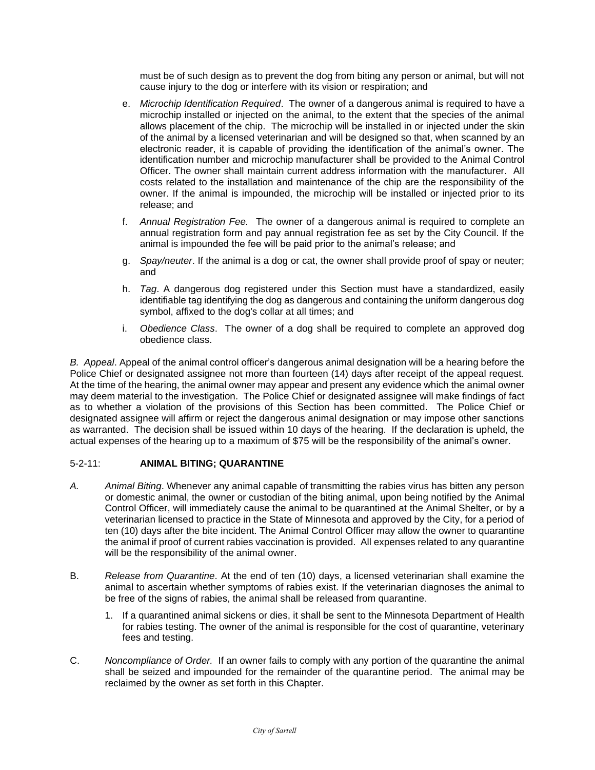must be of such design as to prevent the dog from biting any person or animal, but will not cause injury to the dog or interfere with its vision or respiration; and

e. *Microchip Identification Required*. The owner of a dangerous animal is required to have a microchip installed or injected on the animal, to the extent that the species of the animal allows placement of the chip. The microchip will be installed in or injected under the skin of the animal by a licensed veterinarian and will be designed so that, when scanned by an electronic reader, it is capable of providing the identification of the animal's owner. The identification number and microchip manufacturer shall be provided to the Animal Control Officer. The owner shall maintain current address information with the manufacturer. All costs related to the installation and maintenance of the chip are the responsibility of the owner. If the animal is impounded, the microchip will be installed or injected prior to its release; and

f. *Annual Registration Fee.* The owner of a dangerous animal is required to complete an annual registration form and pay annual registration fee as set by the City Council. If the animal is impounded the fee will be paid prior to the animal's release; and

g. *Spay/neuter*. If the animal is a dog or cat, the owner shall provide proof of spay or neuter; and

h. *Tag*. A dangerous dog registered under this Section must have a standardized, easily identifiable tag identifying the dog as dangerous and containing the uniform dangerous dog symbol, affixed to the dog's collar at all times; and

i. *Obedience Class*. The owner of a dog shall be required to complete an approved dog obedience class.

*B. Appeal*. Appeal of the animal control officer's dangerous animal designation will be a hearing before the Police Chief or designated assignee not more than fourteen (14) days after receipt of the appeal request. At the time of the hearing, the animal owner may appear and present any evidence which the animal owner may deem material to the investigation. The Police Chief or designated assignee will make findings of fact as to whether a violation of the provisions of this Section has been committed. The Police Chief or designated assignee will affirm or reject the dangerous animal designation or may impose other sanctions as warranted. The decision shall be issued within 10 days of the hearing. If the declaration is upheld, the actual expenses of the hearing up to a maximum of $75 will be the responsibility of the animal's owner.

5-2-11: **ANIMAL BITING; QUARANTINE**

*A. Animal Biting*. Whenever any animal capable of transmitting the rabies virus has bitten any person or domestic animal, the owner or custodian of the biting animal, upon being notified by the Animal Control Officer, will immediately cause the animal to be quarantined at the Animal Shelter, or by a veterinarian licensed to practice in the State of Minnesota and approved by the City, for a period of ten (10) days after the bite incident. The Animal Control Officer may allow the owner to quarantine the animal if proof of current rabies vaccination is provided. All expenses related to any quarantine will be the responsibility of the animal owner.

B. *Release from Quarantine*. At the end of ten (10) days, a licensed veterinarian shall examine the animal to ascertain whether symptoms of rabies exist. If the veterinarian diagnoses the animal to be free of the signs of rabies, the animal shall be released from quarantine.

1. If a quarantined animal sickens or dies, it shall be sent to the Minnesota Department of Health for rabies testing. The owner of the animal is responsible for the cost of quarantine, veterinary fees and testing.

C. *Noncompliance of Order.* If an owner fails to comply with any portion of the quarantine the animal shall be seized and impounded for the remainder of the quarantine period. The animal may be reclaimed by the owner as set forth in this Chapter.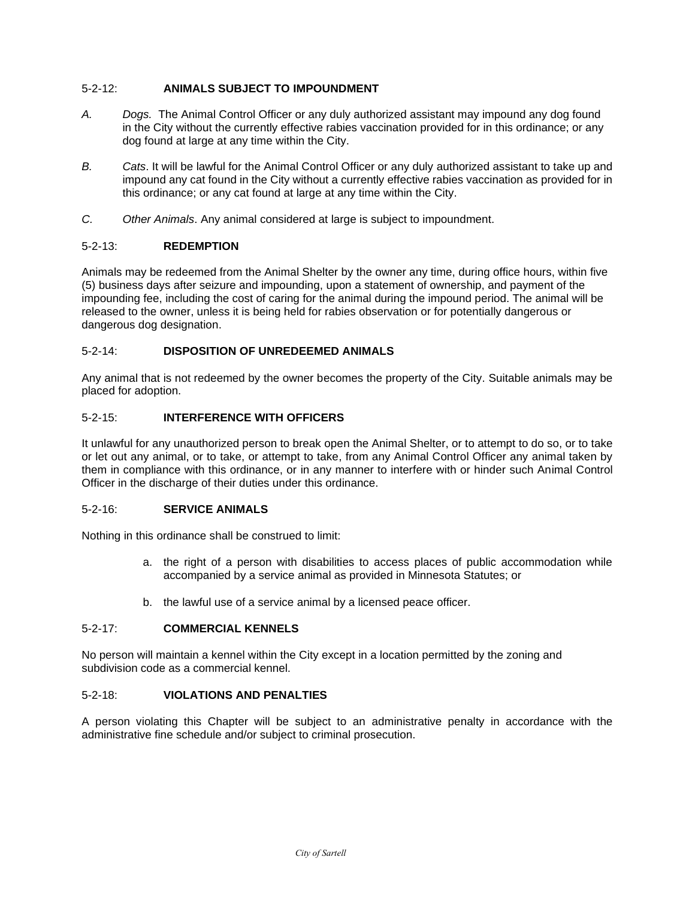### 5-2-12: **ANIMALS SUBJECT TO IMPOUNDMENT**

*A.* *Dogs.* The Animal Control Officer or any duly authorized assistant may impound any dog found in the City without the currently effective rabies vaccination provided for in this ordinance; or any dog found at large at any time within the City.

*B.* *Cats*. It will be lawful for the Animal Control Officer or any duly authorized assistant to take up and impound any cat found in the City without a currently effective rabies vaccination as provided for in this ordinance; or any cat found at large at any time within the City.

*C.* *Other Animals*. Any animal considered at large is subject to impoundment.

### 5-2-13: **REDEMPTION**

Animals may be redeemed from the Animal Shelter by the owner any time, during office hours, within five (5) business days after seizure and impounding, upon a statement of ownership, and payment of the impounding fee, including the cost of caring for the animal during the impound period. The animal will be released to the owner, unless it is being held for rabies observation or for potentially dangerous or dangerous dog designation.

### 5-2-14: **DISPOSITION OF UNREDEEMED ANIMALS**

Any animal that is not redeemed by the owner becomes the property of the City. Suitable animals may be placed for adoption.

### 5-2-15: **INTERFERENCE WITH OFFICERS**

It unlawful for any unauthorized person to break open the Animal Shelter, or to attempt to do so, or to take or let out any animal, or to take, or attempt to take, from any Animal Control Officer any animal taken by them in compliance with this ordinance, or in any manner to interfere with or hinder such Animal Control Officer in the discharge of their duties under this ordinance.

### 5-2-16: **SERVICE ANIMALS**

Nothing in this ordinance shall be construed to limit:

a. the right of a person with disabilities to access places of public accommodation while accompanied by a service animal as provided in Minnesota Statutes; or

b. the lawful use of a service animal by a licensed peace officer.

### 5-2-17: **COMMERCIAL KENNELS**

No person will maintain a kennel within the City except in a location permitted by the zoning and subdivision code as a commercial kennel.

### 5-2-18: **VIOLATIONS AND PENALTIES**

A person violating this Chapter will be subject to an administrative penalty in accordance with the administrative fine schedule and/or subject to criminal prosecution.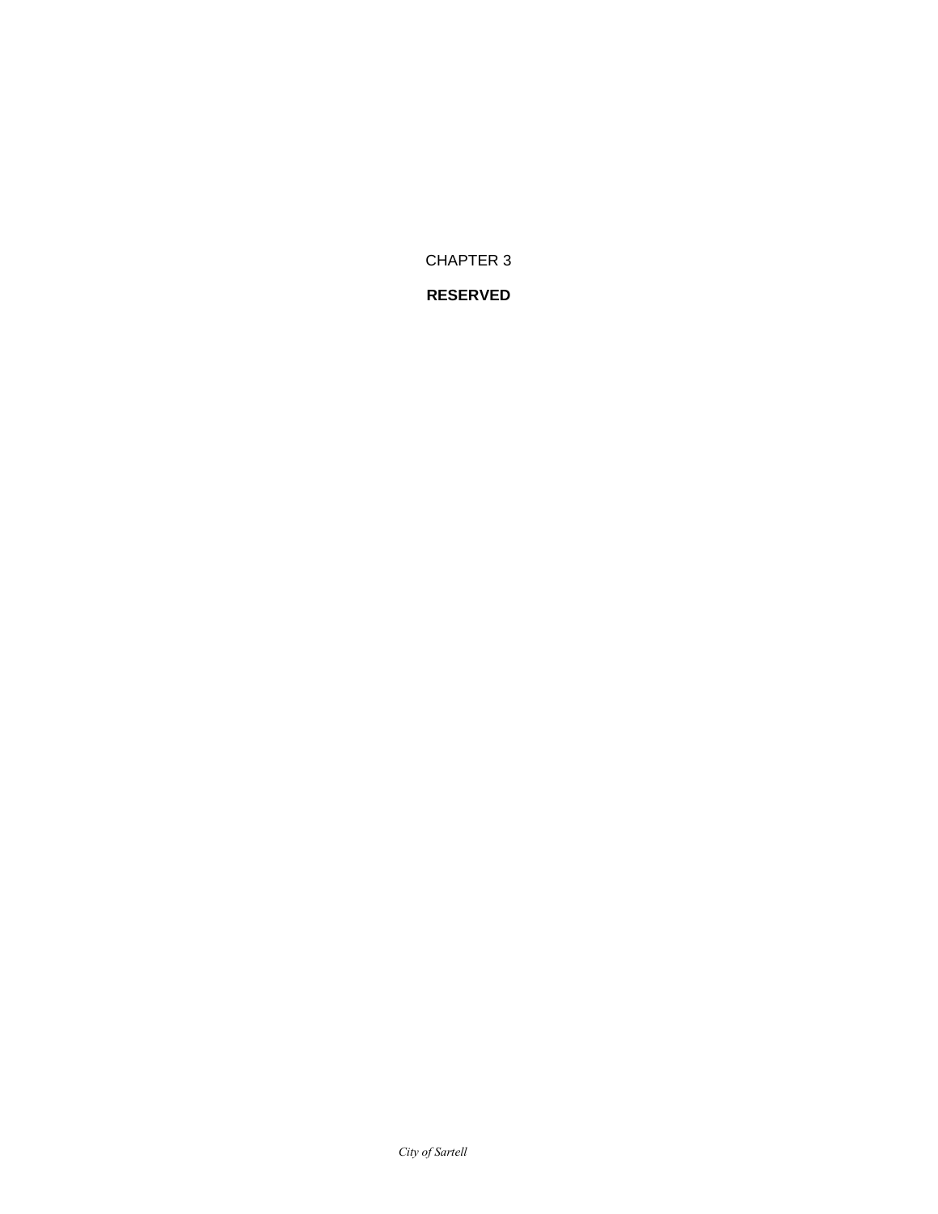# CHAPTER 3

**RESERVED**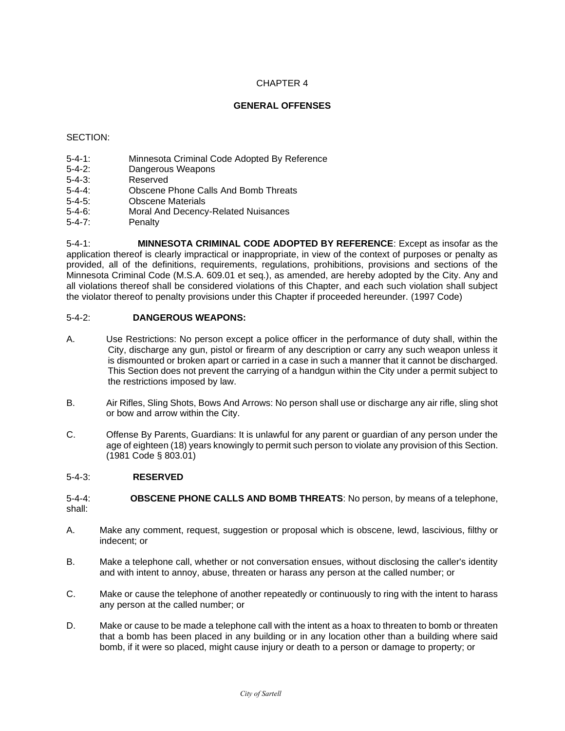# CHAPTER 4

## GENERAL OFFENSES

SECTION:

- 5-4-1: Minnesota Criminal Code Adopted By Reference
- 5-4-2: Dangerous Weapons
- 5-4-3: Reserved
- 5-4-4: Obscene Phone Calls And Bomb Threats
- 5-4-5: Obscene Materials
- 5-4-6: Moral And Decency-Related Nuisances
- 5-4-7: Penalty

5-4-1: **MINNESOTA CRIMINAL CODE ADOPTED BY REFERENCE**: Except as insofar as the application thereof is clearly impractical or inappropriate, in view of the context of purposes or penalty as provided, all of the definitions, requirements, regulations, prohibitions, provisions and sections of the Minnesota Criminal Code (M.S.A. 609.01 et seq.), as amended, are hereby adopted by the City. Any and all violations thereof shall be considered violations of this Chapter, and each such violation shall subject the violator thereof to penalty provisions under this Chapter if proceeded hereunder. (1997 Code)

5-4-2: **DANGEROUS WEAPONS:**

A. Use Restrictions: No person except a police officer in the performance of duty shall, within the City, discharge any gun, pistol or firearm of any description or carry any such weapon unless it is dismounted or broken apart or carried in a case in such a manner that it cannot be discharged. This Section does not prevent the carrying of a handgun within the City under a permit subject to the restrictions imposed by law.

B. Air Rifles, Sling Shots, Bows And Arrows: No person shall use or discharge any air rifle, sling shot or bow and arrow within the City.

C. Offense By Parents, Guardians: It is unlawful for any parent or guardian of any person under the age of eighteen (18) years knowingly to permit such person to violate any provision of this Section. (1981 Code § 803.01)

5-4-3: **RESERVED**

5-4-4: **OBSCENE PHONE CALLS AND BOMB THREATS**: No person, by means of a telephone, shall:

A. Make any comment, request, suggestion or proposal which is obscene, lewd, lascivious, filthy or indecent; or

B. Make a telephone call, whether or not conversation ensues, without disclosing the caller's identity and with intent to annoy, abuse, threaten or harass any person at the called number; or

C. Make or cause the telephone of another repeatedly or continuously to ring with the intent to harass any person at the called number; or

D. Make or cause to be made a telephone call with the intent as a hoax to threaten to bomb or threaten that a bomb has been placed in any building or in any location other than a building where said bomb, if it were so placed, might cause injury or death to a person or damage to property; or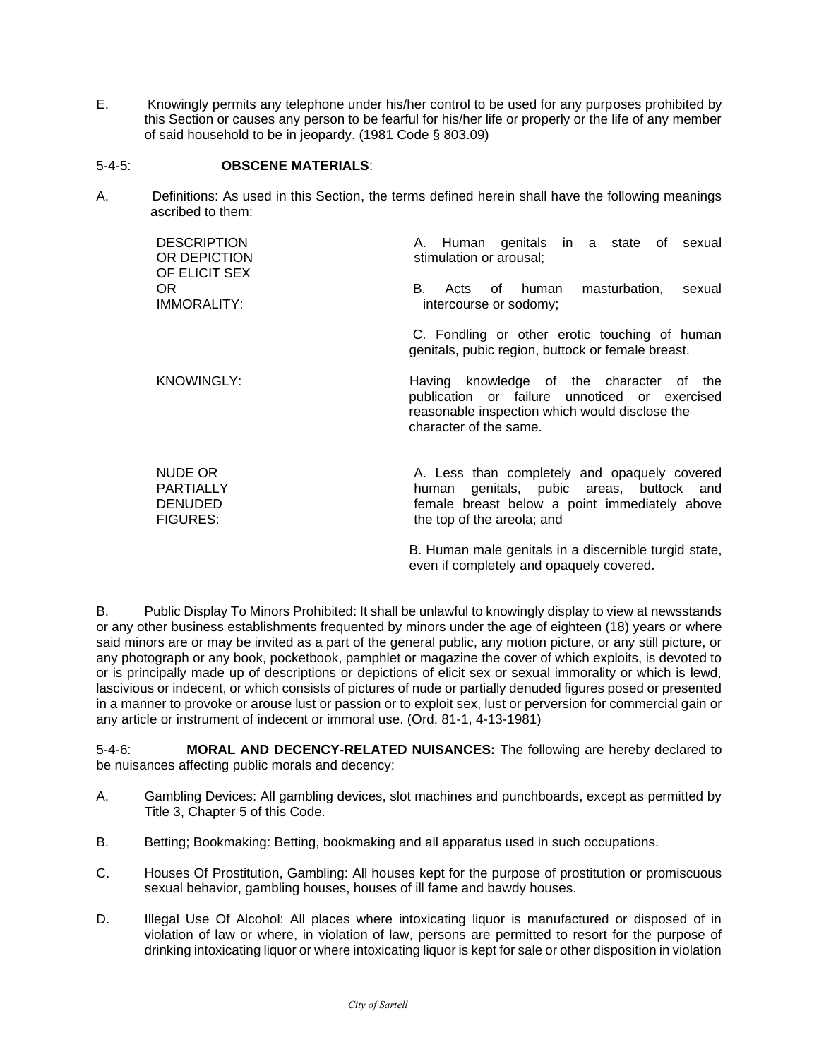E. Knowingly permits any telephone under his/her control to be used for any purposes prohibited by this Section or causes any person to be fearful for his/her life or properly or the life of any member of said household to be in jeopardy. (1981 Code § 803.09)

5-4-5: **OBSCENE MATERIALS**:

A. Definitions: As used in this Section, the terms defined herein shall have the following meanings ascribed to them:

| | |
|---|---|
| DESCRIPTION OR DEPICTION OF ELICIT SEX OR IMMORALITY: | A. Human genitals in a state of sexual stimulation or arousal;<br><br>B. Acts of human masturbation, sexual intercourse or sodomy;<br><br>C. Fondling or other erotic touching of human genitals, pubic region, buttock or female breast. |
| KNOWINGLY: | Having knowledge of the character of the publication or failure unnoticed or exercised reasonable inspection which would disclose the character of the same. |
| NUDE OR PARTIALLY DENUDED FIGURES: | A. Less than completely and opaquely covered human genitals, pubic areas, buttock and female breast below a point immediately above the top of the areola; and<br><br>B. Human male genitals in a discernible turgid state, even if completely and opaquely covered. |

B. Public Display To Minors Prohibited: It shall be unlawful to knowingly display to view at newsstands or any other business establishments frequented by minors under the age of eighteen (18) years or where said minors are or may be invited as a part of the general public, any motion picture, or any still picture, or any photograph or any book, pocketbook, pamphlet or magazine the cover of which exploits, is devoted to or is principally made up of descriptions or depictions of elicit sex or sexual immorality or which is lewd, lascivious or indecent, or which consists of pictures of nude or partially denuded figures posed or presented in a manner to provoke or arouse lust or passion or to exploit sex, lust or perversion for commercial gain or any article or instrument of indecent or immoral use. (Ord. 81-1, 4-13-1981)

5-4-6: **MORAL AND DECENCY-RELATED NUISANCES:** The following are hereby declared to be nuisances affecting public morals and decency:

A. Gambling Devices: All gambling devices, slot machines and punchboards, except as permitted by Title 3, Chapter 5 of this Code.

B. Betting; Bookmaking: Betting, bookmaking and all apparatus used in such occupations.

C. Houses Of Prostitution, Gambling: All houses kept for the purpose of prostitution or promiscuous sexual behavior, gambling houses, houses of ill fame and bawdy houses.

D. Illegal Use Of Alcohol: All places where intoxicating liquor is manufactured or disposed of in violation of law or where, in violation of law, persons are permitted to resort for the purpose of drinking intoxicating liquor or where intoxicating liquor is kept for sale or other disposition in violation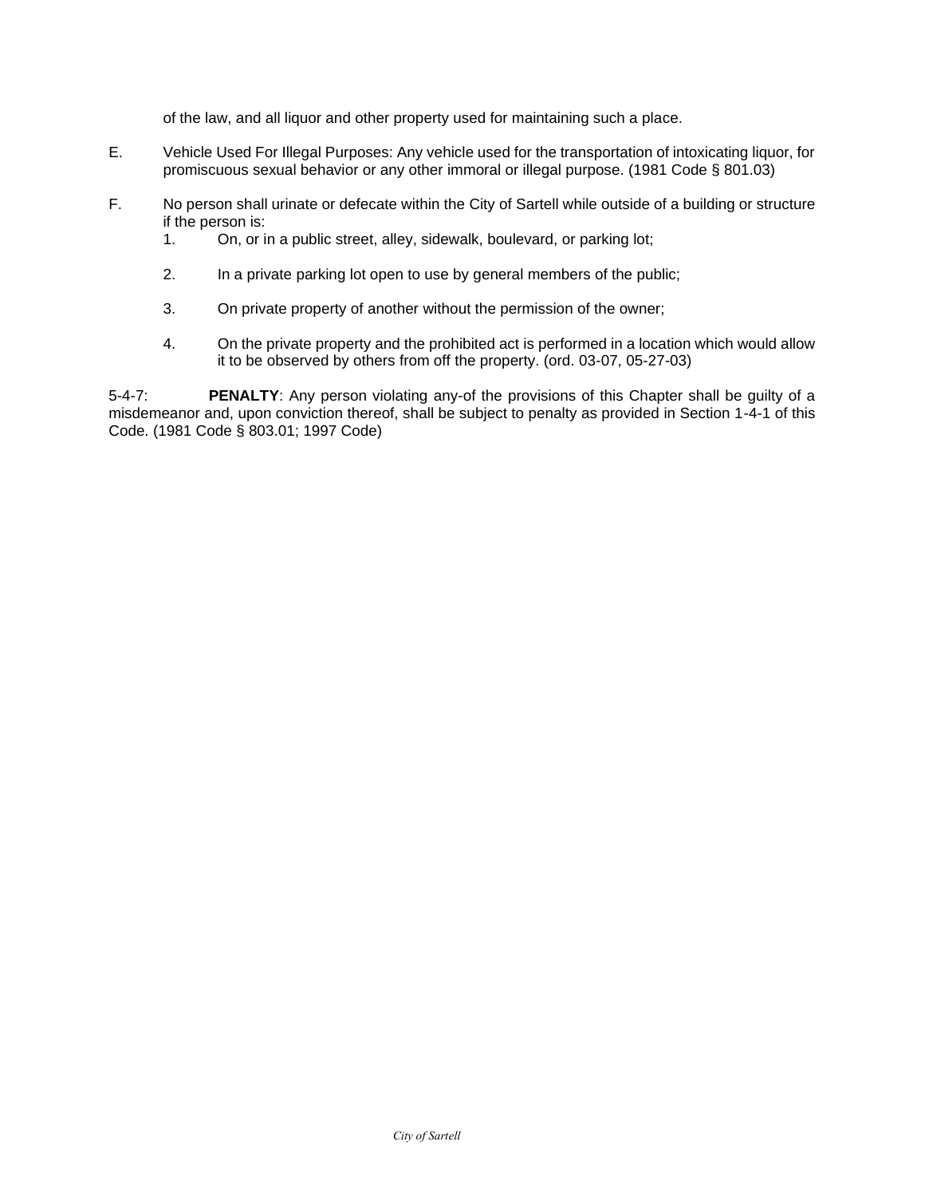of the law, and all liquor and other property used for maintaining such a place.

E. Vehicle Used For Illegal Purposes: Any vehicle used for the transportation of intoxicating liquor, for promiscuous sexual behavior or any other immoral or illegal purpose. (1981 Code § 801.03)

F. No person shall urinate or defecate within the City of Sartell while outside of a building or structure if the person is:

1. On, or in a public street, alley, sidewalk, boulevard, or parking lot;

2. In a private parking lot open to use by general members of the public;

3. On private property of another without the permission of the owner;

4. On the private property and the prohibited act is performed in a location which would allow it to be observed by others from off the property. (ord. 03-07, 05-27-03)

5-4-7: **PENALTY**: Any person violating any-of the provisions of this Chapter shall be guilty of a misdemeanor and, upon conviction thereof, shall be subject to penalty as provided in Section 1-4-1 of this Code. (1981 Code § 803.01; 1997 Code)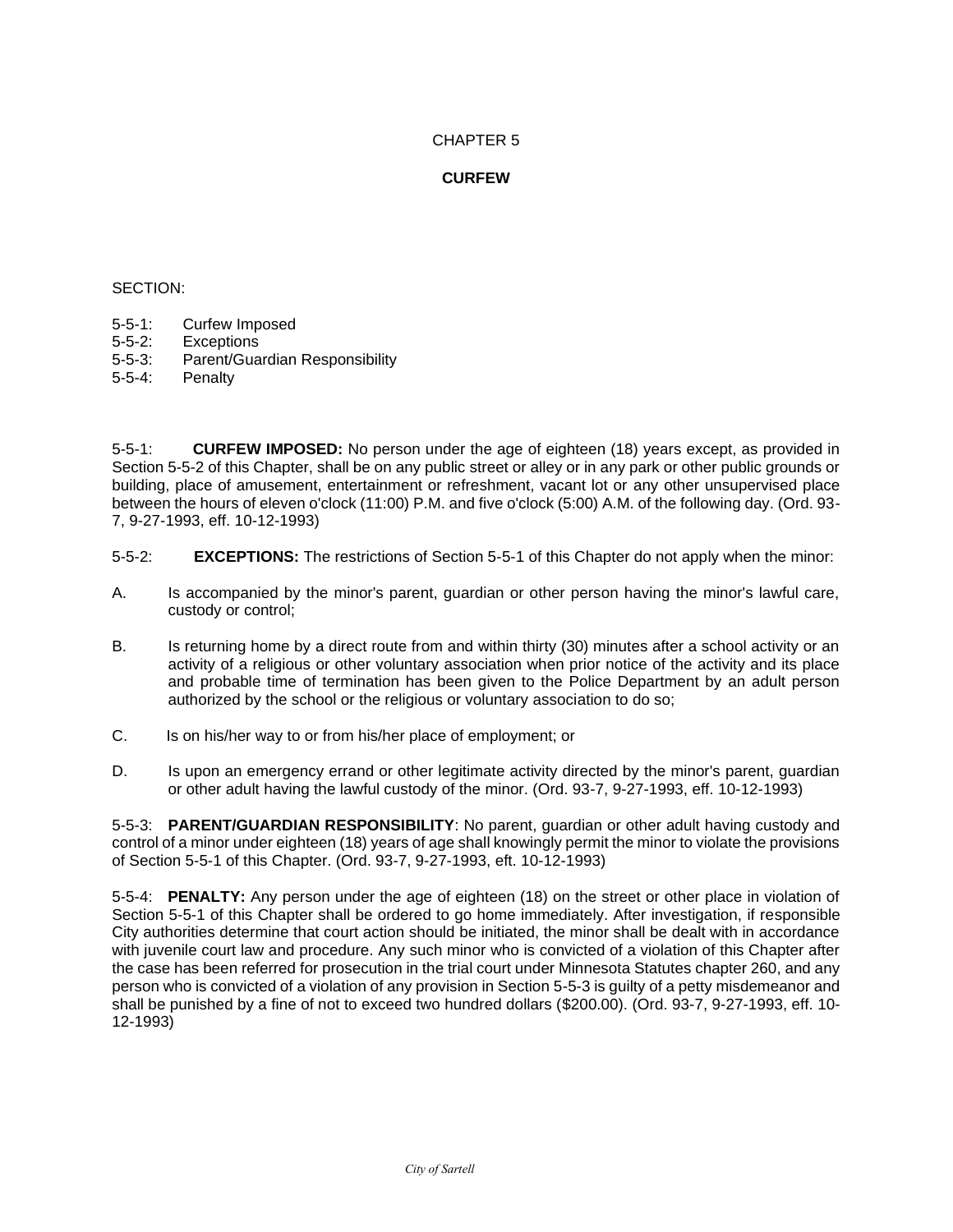# CHAPTER 5

## CURFEW

SECTION:

5-5-1: Curfew Imposed
5-5-2: Exceptions
5-5-3: Parent/Guardian Responsibility
5-5-4: Penalty

5-5-1: **CURFEW IMPOSED:** No person under the age of eighteen (18) years except, as provided in Section 5-5-2 of this Chapter, shall be on any public street or alley or in any park or other public grounds or building, place of amusement, entertainment or refreshment, vacant lot or any other unsupervised place between the hours of eleven o'clock (11:00) P.M. and five o'clock (5:00) A.M. of the following day. (Ord. 93-7, 9-27-1993, eff. 10-12-1993)

5-5-2: **EXCEPTIONS:** The restrictions of Section 5-5-1 of this Chapter do not apply when the minor:

A. Is accompanied by the minor's parent, guardian or other person having the minor's lawful care, custody or control;

B. Is returning home by a direct route from and within thirty (30) minutes after a school activity or an activity of a religious or other voluntary association when prior notice of the activity and its place and probable time of termination has been given to the Police Department by an adult person authorized by the school or the religious or voluntary association to do so;

C. Is on his/her way to or from his/her place of employment; or

D. Is upon an emergency errand or other legitimate activity directed by the minor's parent, guardian or other adult having the lawful custody of the minor. (Ord. 93-7, 9-27-1993, eff. 10-12-1993)

5-5-3: **PARENT/GUARDIAN RESPONSIBILITY**: No parent, guardian or other adult having custody and control of a minor under eighteen (18) years of age shall knowingly permit the minor to violate the provisions of Section 5-5-1 of this Chapter. (Ord. 93-7, 9-27-1993, eft. 10-12-1993)

5-5-4: **PENALTY:** Any person under the age of eighteen (18) on the street or other place in violation of Section 5-5-1 of this Chapter shall be ordered to go home immediately. After investigation, if responsible City authorities determine that court action should be initiated, the minor shall be dealt with in accordance with juvenile court law and procedure. Any such minor who is convicted of a violation of this Chapter after the case has been referred for prosecution in the trial court under Minnesota Statutes chapter 260, and any person who is convicted of a violation of any provision in Section 5-5-3 is guilty of a petty misdemeanor and shall be punished by a fine of not to exceed two hundred dollars ($200.00). (Ord. 93-7, 9-27-1993, eff. 10-12-1993)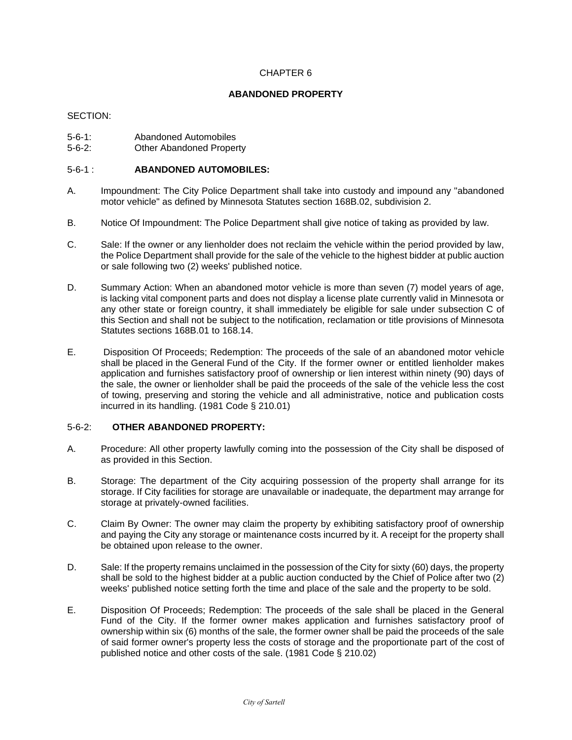CHAPTER 6

## ABANDONED PROPERTY

SECTION:

5-6-1: Abandoned Automobiles
5-6-2: Other Abandoned Property

### 5-6-1 : **ABANDONED AUTOMOBILES:**

A. Impoundment: The City Police Department shall take into custody and impound any "abandoned motor vehicle" as defined by Minnesota Statutes section 168B.02, subdivision 2.

B. Notice Of Impoundment: The Police Department shall give notice of taking as provided by law.

C. Sale: If the owner or any lienholder does not reclaim the vehicle within the period provided by law, the Police Department shall provide for the sale of the vehicle to the highest bidder at public auction or sale following two (2) weeks' published notice.

D. Summary Action: When an abandoned motor vehicle is more than seven (7) model years of age, is lacking vital component parts and does not display a license plate currently valid in Minnesota or any other state or foreign country, it shall immediately be eligible for sale under subsection C of this Section and shall not be subject to the notification, reclamation or title provisions of Minnesota Statutes sections 168B.01 to 168.14.

E. Disposition Of Proceeds; Redemption: The proceeds of the sale of an abandoned motor vehicle shall be placed in the General Fund of the City. If the former owner or entitled lienholder makes application and furnishes satisfactory proof of ownership or lien interest within ninety (90) days of the sale, the owner or lienholder shall be paid the proceeds of the sale of the vehicle less the cost of towing, preserving and storing the vehicle and all administrative, notice and publication costs incurred in its handling. (1981 Code § 210.01)

### 5-6-2: **OTHER ABANDONED PROPERTY:**

A. Procedure: All other property lawfully coming into the possession of the City shall be disposed of as provided in this Section.

B. Storage: The department of the City acquiring possession of the property shall arrange for its storage. If City facilities for storage are unavailable or inadequate, the department may arrange for storage at privately-owned facilities.

C. Claim By Owner: The owner may claim the property by exhibiting satisfactory proof of ownership and paying the City any storage or maintenance costs incurred by it. A receipt for the property shall be obtained upon release to the owner.

D. Sale: If the property remains unclaimed in the possession of the City for sixty (60) days, the property shall be sold to the highest bidder at a public auction conducted by the Chief of Police after two (2) weeks' published notice setting forth the time and place of the sale and the property to be sold.

E. Disposition Of Proceeds; Redemption: The proceeds of the sale shall be placed in the General Fund of the City. If the former owner makes application and furnishes satisfactory proof of ownership within six (6) months of the sale, the former owner shall be paid the proceeds of the sale of said former owner's property less the costs of storage and the proportionate part of the cost of published notice and other costs of the sale. (1981 Code § 210.02)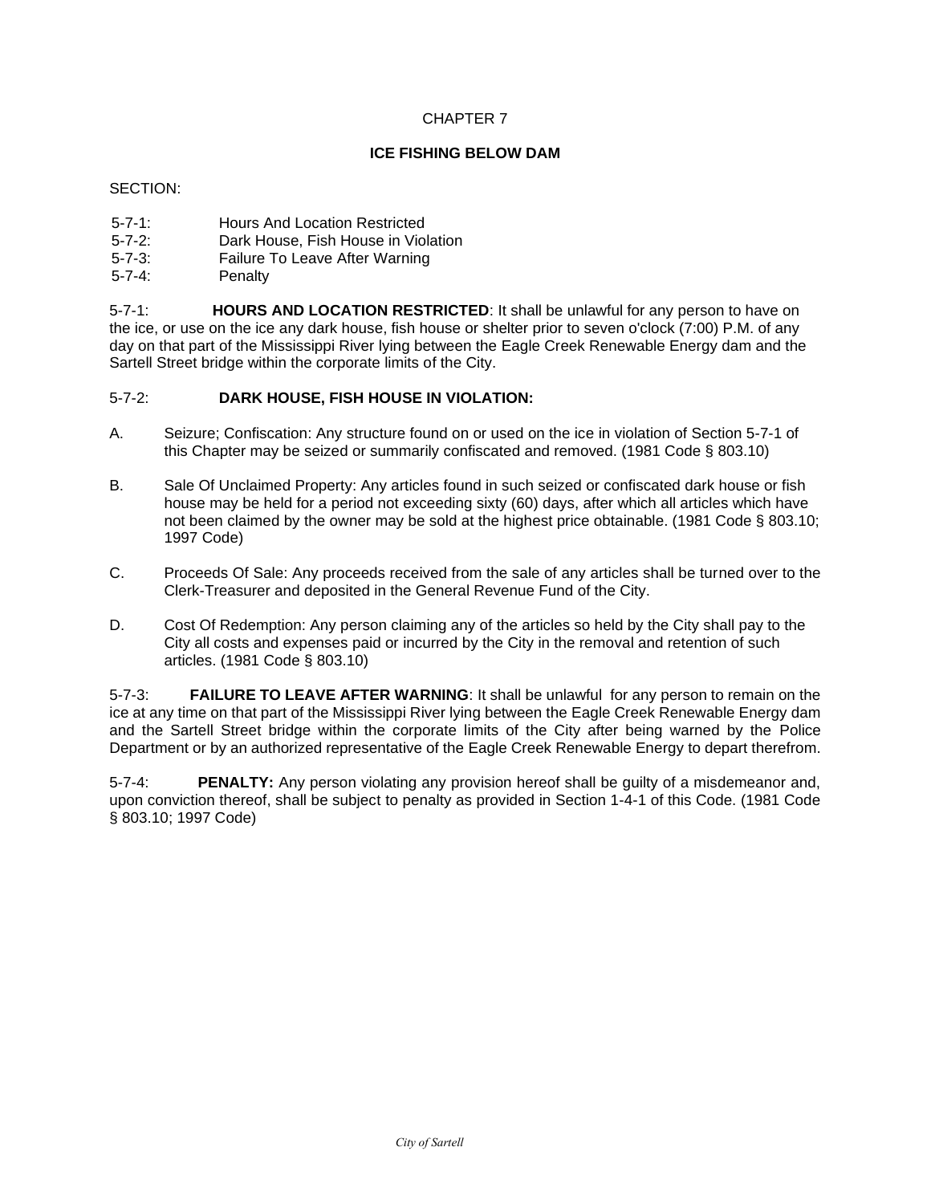# CHAPTER 7

## ICE FISHING BELOW DAM

SECTION:

5-7-1: Hours And Location Restricted
5-7-2: Dark House, Fish House in Violation
5-7-3: Failure To Leave After Warning
5-7-4: Penalty

5-7-1: **HOURS AND LOCATION RESTRICTED**: It shall be unlawful for any person to have on the ice, or use on the ice any dark house, fish house or shelter prior to seven o'clock (7:00) P.M. of any day on that part of the Mississippi River lying between the Eagle Creek Renewable Energy dam and the Sartell Street bridge within the corporate limits of the City.

5-7-2: **DARK HOUSE, FISH HOUSE IN VIOLATION:**

A. Seizure; Confiscation: Any structure found on or used on the ice in violation of Section 5-7-1 of this Chapter may be seized or summarily confiscated and removed. (1981 Code § 803.10)

B. Sale Of Unclaimed Property: Any articles found in such seized or confiscated dark house or fish house may be held for a period not exceeding sixty (60) days, after which all articles which have not been claimed by the owner may be sold at the highest price obtainable. (1981 Code § 803.10; 1997 Code)

C. Proceeds Of Sale: Any proceeds received from the sale of any articles shall be turned over to the Clerk-Treasurer and deposited in the General Revenue Fund of the City.

D. Cost Of Redemption: Any person claiming any of the articles so held by the City shall pay to the City all costs and expenses paid or incurred by the City in the removal and retention of such articles. (1981 Code § 803.10)

5-7-3: **FAILURE TO LEAVE AFTER WARNING**: It shall be unlawful for any person to remain on the ice at any time on that part of the Mississippi River lying between the Eagle Creek Renewable Energy dam and the Sartell Street bridge within the corporate limits of the City after being warned by the Police Department or by an authorized representative of the Eagle Creek Renewable Energy to depart therefrom.

5-7-4: **PENALTY:** Any person violating any provision hereof shall be guilty of a misdemeanor and, upon conviction thereof, shall be subject to penalty as provided in Section 1-4-1 of this Code. (1981 Code § 803.10; 1997 Code)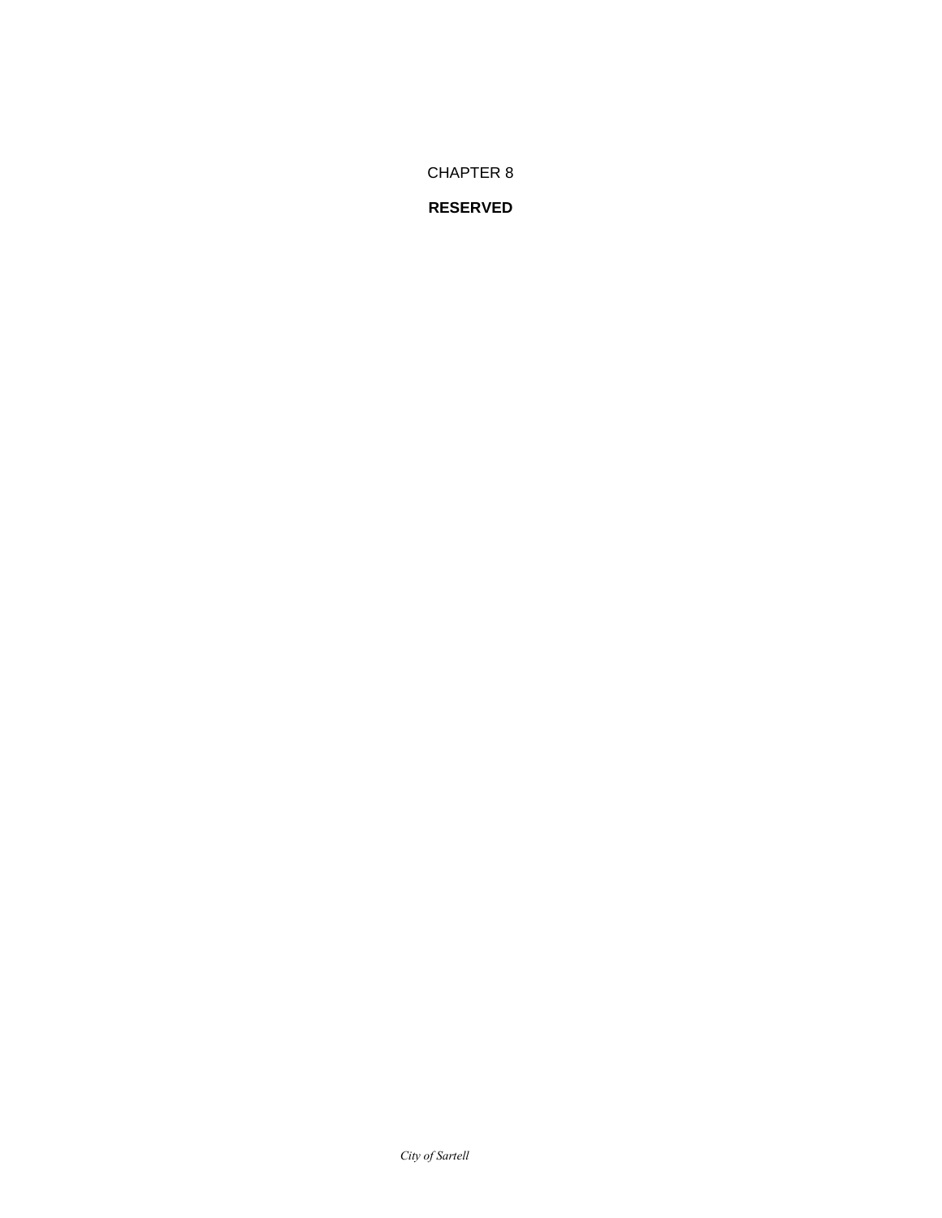CHAPTER 8

**RESERVED**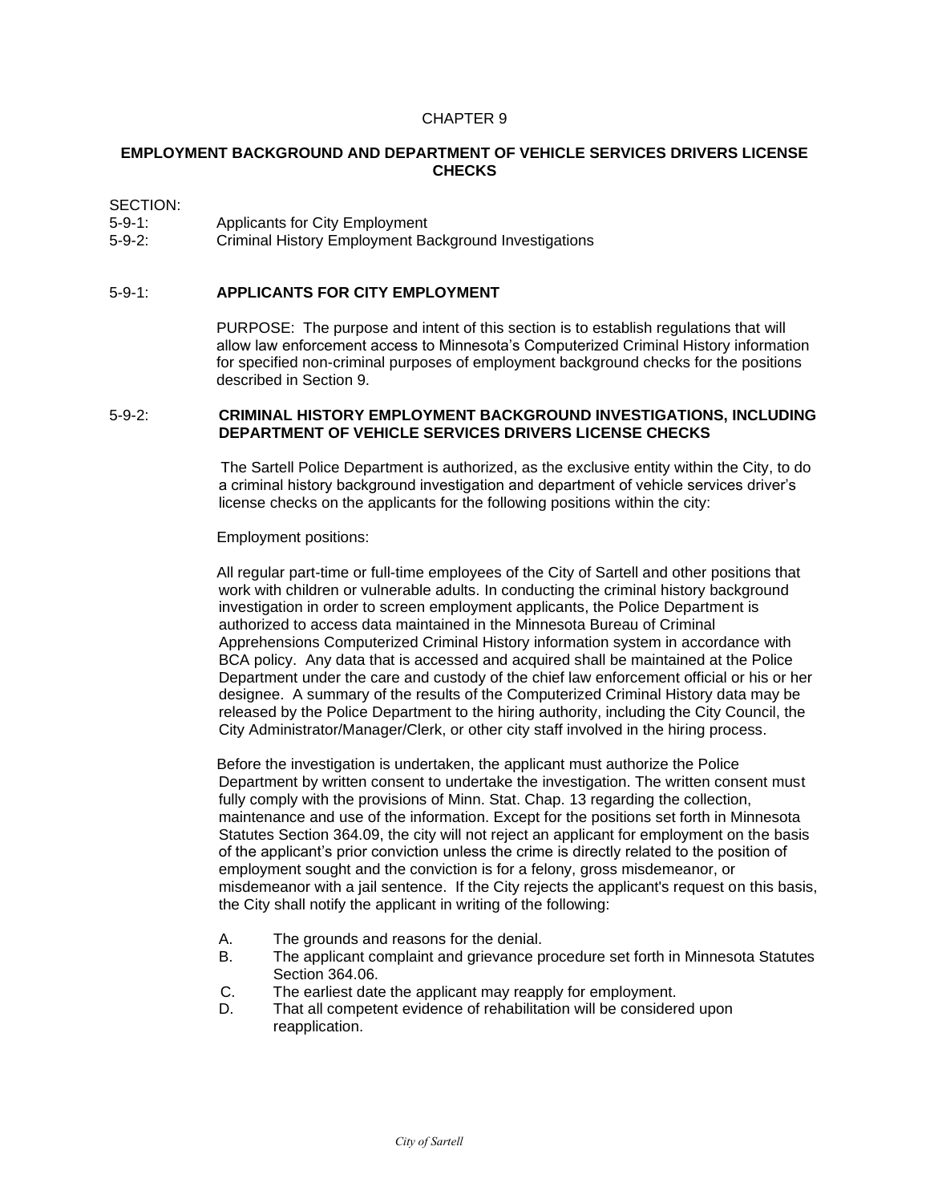# CHAPTER 9

## EMPLOYMENT BACKGROUND AND DEPARTMENT OF VEHICLE SERVICES DRIVERS LICENSE CHECKS

SECTION:

5-9-1: Applicants for City Employment
5-9-2: Criminal History Employment Background Investigations

### 5-9-1: APPLICANTS FOR CITY EMPLOYMENT

PURPOSE: The purpose and intent of this section is to establish regulations that will allow law enforcement access to Minnesota's Computerized Criminal History information for specified non-criminal purposes of employment background checks for the positions described in Section 9.

### 5-9-2: CRIMINAL HISTORY EMPLOYMENT BACKGROUND INVESTIGATIONS, INCLUDING DEPARTMENT OF VEHICLE SERVICES DRIVERS LICENSE CHECKS

The Sartell Police Department is authorized, as the exclusive entity within the City, to do a criminal history background investigation and department of vehicle services driver's license checks on the applicants for the following positions within the city:

Employment positions:

All regular part-time or full-time employees of the City of Sartell and other positions that work with children or vulnerable adults. In conducting the criminal history background investigation in order to screen employment applicants, the Police Department is authorized to access data maintained in the Minnesota Bureau of Criminal Apprehensions Computerized Criminal History information system in accordance with BCA policy. Any data that is accessed and acquired shall be maintained at the Police Department under the care and custody of the chief law enforcement official or his or her designee. A summary of the results of the Computerized Criminal History data may be released by the Police Department to the hiring authority, including the City Council, the City Administrator/Manager/Clerk, or other city staff involved in the hiring process.

Before the investigation is undertaken, the applicant must authorize the Police Department by written consent to undertake the investigation. The written consent must fully comply with the provisions of Minn. Stat. Chap. 13 regarding the collection, maintenance and use of the information. Except for the positions set forth in Minnesota Statutes Section 364.09, the city will not reject an applicant for employment on the basis of the applicant's prior conviction unless the crime is directly related to the position of employment sought and the conviction is for a felony, gross misdemeanor, or misdemeanor with a jail sentence. If the City rejects the applicant's request on this basis, the City shall notify the applicant in writing of the following:

A. The grounds and reasons for the denial.
B. The applicant complaint and grievance procedure set forth in Minnesota Statutes Section 364.06.
C. The earliest date the applicant may reapply for employment.
D. That all competent evidence of rehabilitation will be considered upon reapplication.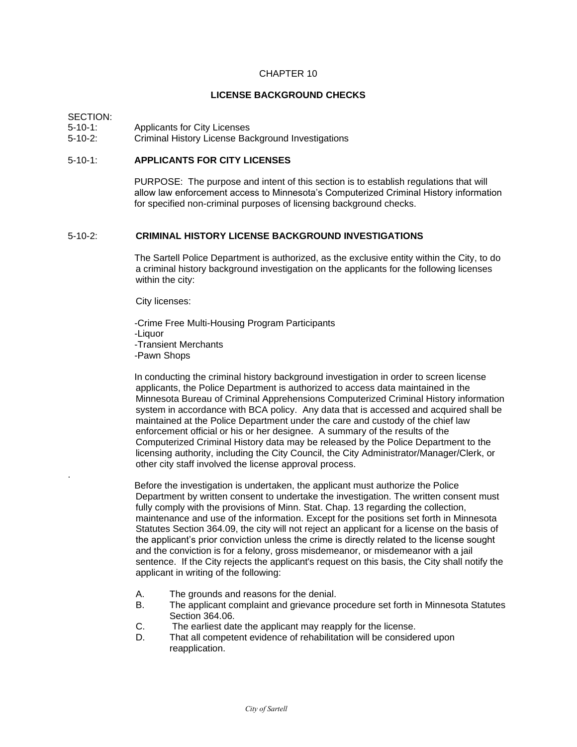CHAPTER 10

**LICENSE BACKGROUND CHECKS**

SECTION:
5-10-1: Applicants for City Licenses
5-10-2: Criminal History License Background Investigations

5-10-1: **APPLICANTS FOR CITY LICENSES**

PURPOSE: The purpose and intent of this section is to establish regulations that will allow law enforcement access to Minnesota's Computerized Criminal History information for specified non-criminal purposes of licensing background checks.

5-10-2: **CRIMINAL HISTORY LICENSE BACKGROUND INVESTIGATIONS**

The Sartell Police Department is authorized, as the exclusive entity within the City, to do a criminal history background investigation on the applicants for the following licenses within the city:

City licenses:

-Crime Free Multi-Housing Program Participants
-Liquor
-Transient Merchants
-Pawn Shops

In conducting the criminal history background investigation in order to screen license applicants, the Police Department is authorized to access data maintained in the Minnesota Bureau of Criminal Apprehensions Computerized Criminal History information system in accordance with BCA policy. Any data that is accessed and acquired shall be maintained at the Police Department under the care and custody of the chief law enforcement official or his or her designee. A summary of the results of the Computerized Criminal History data may be released by the Police Department to the licensing authority, including the City Council, the City Administrator/Manager/Clerk, or other city staff involved the license approval process.

Before the investigation is undertaken, the applicant must authorize the Police Department by written consent to undertake the investigation. The written consent must fully comply with the provisions of Minn. Stat. Chap. 13 regarding the collection, maintenance and use of the information. Except for the positions set forth in Minnesota Statutes Section 364.09, the city will not reject an applicant for a license on the basis of the applicant's prior conviction unless the crime is directly related to the license sought and the conviction is for a felony, gross misdemeanor, or misdemeanor with a jail sentence. If the City rejects the applicant's request on this basis, the City shall notify the applicant in writing of the following:

A. The grounds and reasons for the denial.
B. The applicant complaint and grievance procedure set forth in Minnesota Statutes Section 364.06.
C. The earliest date the applicant may reapply for the license.
D. That all competent evidence of rehabilitation will be considered upon reapplication.